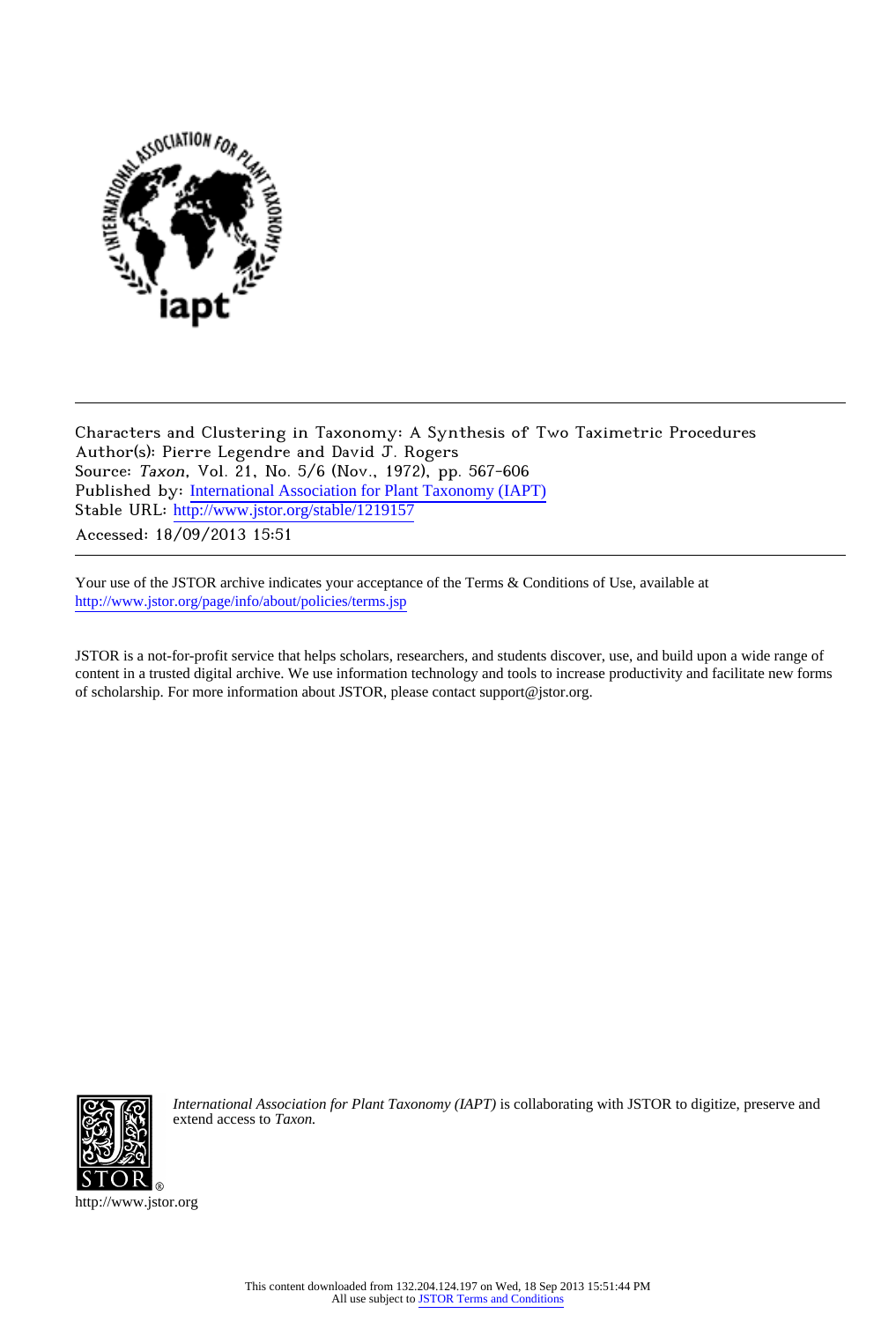Characters and Clustering in Taxonomy: A Synthesis of Two Taximetric Procedures
Author(s): Pierre Legendre and David J. Rogers
Source: *Taxon*, Vol. 21, No. 5/6 (Nov., 1972), pp. 567-606
Published by: International Association for Plant Taxonomy (IAPT)
Stable URL: http://www.jstor.org/stable/1219157
Accessed: 18/09/2013 15:51

Your use of the JSTOR archive indicates your acceptance of the Terms & Conditions of Use, available at
http://www.jstor.org/page/info/about/policies/terms.jsp

JSTOR is a not-for-profit service that helps scholars, researchers, and students discover, use, and build upon a wide range of content in a trusted digital archive. We use information technology and tools to increase productivity and facilitate new forms of scholarship. For more information about JSTOR, please contact support@jstor.org.

*International Association for Plant Taxonomy (IAPT)* is collaborating with JSTOR to digitize, preserve and extend access to *Taxon.*

http://www.jstor.org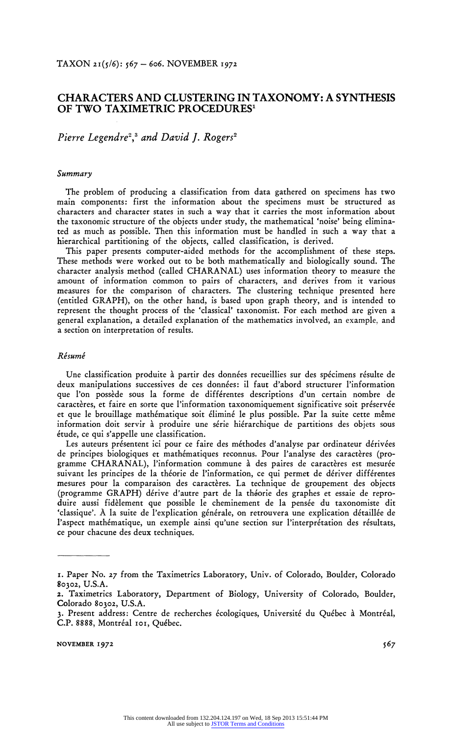# CHARACTERS AND CLUSTERING IN TAXONOMY: A SYNTHESIS OF TWO TAXIMETRIC PROCEDURES[1]

*Pierre Legendre*[2,3] *and David J. Rogers*[2]

### *Summary*

The problem of producing a classification from data gathered on specimens has two main components: first the information about the specimens must be structured as characters and character states in such a way that it carries the most information about the taxonomic structure of the objects under study, the mathematical 'noise' being eliminated as much as possible. Then this information must be handled in such a way that a hierarchical partitioning of the objects, called classification, is derived.

This paper presents computer-aided methods for the accomplishment of these steps. These methods were worked out to be both mathematically and biologically sound. The character analysis method (called CHARANAL) uses information theory to measure the amount of information common to pairs of characters, and derives from it various measures for the comparison of characters. The clustering technique presented here (entitled GRAPH), on the other hand, is based upon graph theory, and is intended to represent the thought process of the 'classical' taxonomist. For each method are given a general explanation, a detailed explanation of the mathematics involved, an example, and a section on interpretation of results.

### *Résumé*

Une classification produite à partir des données recueillies sur des spécimens résulte de deux manipulations successives de ces données: il faut d'abord structurer l'information que l'on possède sous la forme de différentes descriptions d'un certain nombre de caractères, et faire en sorte que l'information taxonomiquement significative soit préservée et que le brouillage mathématique soit éliminé le plus possible. Par la suite cette même information doit servir à produire une série hiérarchique de partitions des objets sous étude, ce qui s'appelle une classification.

Les auteurs présentent ici pour ce faire des méthodes d'analyse par ordinateur dérivées de principes biologiques et mathématiques reconnus. Pour l'analyse des caractères (programme CHARANAL), l'information commune à des paires de caractères est mesurée suivant les principes de la théorie de l'information, ce qui permet de dériver différentes mesures pour la comparaison des caractères. La technique de groupement des objects (programme GRAPH) dérive d'autre part de la théorie des graphes et essaie de reproduire aussi fidèlement que possible le cheminement de la pensée du taxonomiste dit 'classique'. À la suite de l'explication générale, on retrouvera une explication détaillée de l'aspect mathématique, un exemple ainsi qu'une section sur l'interprétation des résultats, ce pour chacune des deux techniques.

---

1. Paper No. 27 from the Taximetrics Laboratory, Univ. of Colorado, Boulder, Colorado 80302, U.S.A.
2. Taximetrics Laboratory, Department of Biology, University of Colorado, Boulder, Colorado 80302, U.S.A.
3. Present address: Centre de recherches écologiques, Université du Québec à Montréal, C.P. 8888, Montréal 101, Québec.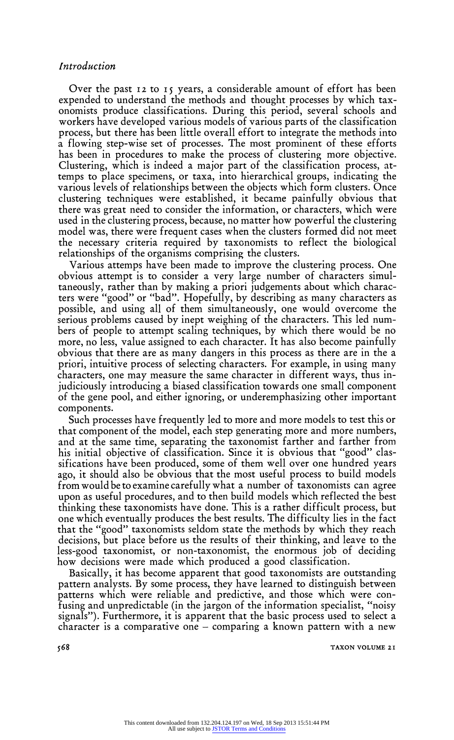## *Introduction*

Over the past 12 to 15 years, a considerable amount of effort has been expended to understand the methods and thought processes by which taxonomists produce classifications. During this period, several schools and workers have developed various models of various parts of the classification process, but there has been little overall effort to integrate the methods into a flowing step-wise set of processes. The most prominent of these efforts has been in procedures to make the process of clustering more objective. Clustering, which is indeed a major part of the classification process, attemps to place specimens, or taxa, into hierarchical groups, indicating the various levels of relationships between the objects which form clusters. Once clustering techniques were established, it became painfully obvious that there was great need to consider the information, or characters, which were used in the clustering process, because, no matter how powerful the clustering model was, there were frequent cases when the clusters formed did not meet the necessary criteria required by taxonomists to reflect the biological relationships of the organisms comprising the clusters.

Various attemps have been made to improve the clustering process. One obvious attempt is to consider a very large number of characters simultaneously, rather than by making a priori judgements about which characters were "good" or "bad". Hopefully, by describing as many characters as possible, and using all of them simultaneously, one would overcome the serious problems caused by inept weighing of the characters. This led numbers of people to attempt scaling techniques, by which there would be no more, no less, value assigned to each character. It has also become painfully obvious that there are as many dangers in this process as there are in the a priori, intuitive process of selecting characters. For example, in using many characters, one may measure the same character in different ways, thus injudiciously introducing a biased classification towards one small component of the gene pool, and either ignoring, or underemphasizing other important components.

Such processes have frequently led to more and more models to test this or that component of the model, each step generating more and more numbers, and at the same time, separating the taxonomist farther and farther from his initial objective of classification. Since it is obvious that "good" classifications have been produced, some of them well over one hundred years ago, it should also be obvious that the most useful process to build models from would be to examine carefully what a number of taxonomists can agree upon as useful procedures, and to then build models which reflected the best thinking these taxonomists have done. This is a rather difficult process, but one which eventually produces the best results. The difficulty lies in the fact that the "good" taxonomists seldom state the methods by which they reach decisions, but place before us the results of their thinking, and leave to the less-good taxonomist, or non-taxonomist, the enormous job of deciding how decisions were made which produced a good classification.

Basically, it has become apparent that good taxonomists are outstanding pattern analysts. By some process, they have learned to distinguish between patterns which were reliable and predictive, and those which were confusing and unpredictable (in the jargon of the information specialist, "noisy signals"). Furthermore, it is apparent that the basic process used to select a character is a comparative one – comparing a known pattern with a new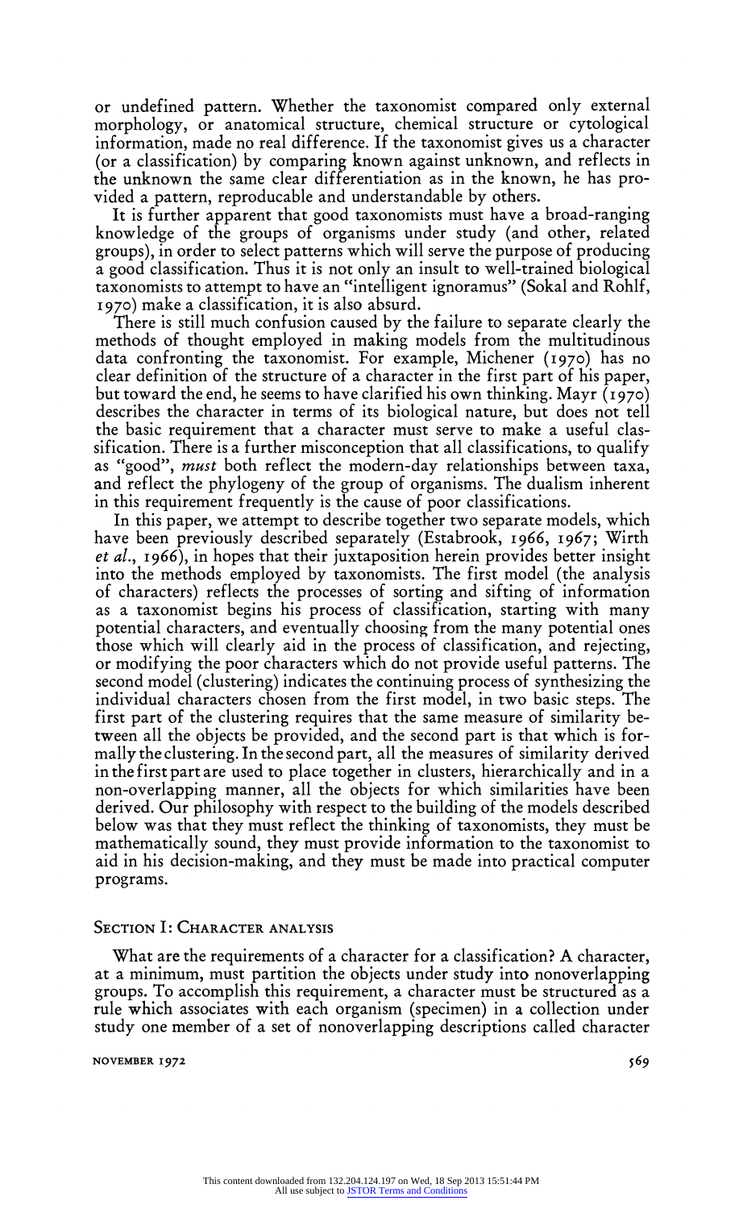or undefined pattern. Whether the taxonomist compared only external morphology, or anatomical structure, chemical structure or cytological information, made no real difference. If the taxonomist gives us a character (or a classification) by comparing known against unknown, and reflects in the unknown the same clear differentiation as in the known, he has provided a pattern, reproducable and understandable by others.

It is further apparent that good taxonomists must have a broad-ranging knowledge of the groups of organisms under study (and other, related groups), in order to select patterns which will serve the purpose of producing a good classification. Thus it is not only an insult to well-trained biological taxonomists to attempt to have an "intelligent ignoramus" (Sokal and Rohlf, 1970) make a classification, it is also absurd.

There is still much confusion caused by the failure to separate clearly the methods of thought employed in making models from the multitudinous data confronting the taxonomist. For example, Michener (1970) has no clear definition of the structure of a character in the first part of his paper, but toward the end, he seems to have clarified his own thinking. Mayr (1970) describes the character in terms of its biological nature, but does not tell the basic requirement that a character must serve to make a useful classification. There is a further misconception that all classifications, to qualify as "good", *must* both reflect the modern-day relationships between taxa, and reflect the phylogeny of the group of organisms. The dualism inherent in this requirement frequently is the cause of poor classifications.

In this paper, we attempt to describe together two separate models, which have been previously described separately (Estabrook, 1966, 1967; Wirth *et al.*, 1966), in hopes that their juxtaposition herein provides better insight into the methods employed by taxonomists. The first model (the analysis of characters) reflects the processes of sorting and sifting of information as a taxonomist begins his process of classification, starting with many potential characters, and eventually choosing from the many potential ones those which will clearly aid in the process of classification, and rejecting, or modifying the poor characters which do not provide useful patterns. The second model (clustering) indicates the continuing process of synthesizing the individual characters chosen from the first model, in two basic steps. The first part of the clustering requires that the same measure of similarity between all the objects be provided, and the second part is that which is formally the clustering. In the second part, all the measures of similarity derived in the first part are used to place together in clusters, hierarchically and in a non-overlapping manner, all the objects for which similarities have been derived. Our philosophy with respect to the building of the models described below was that they must reflect the thinking of taxonomists, they must be mathematically sound, they must provide information to the taxonomist to aid in his decision-making, and they must be made into practical computer programs.

## Section I: Character analysis

What are the requirements of a character for a classification? A character, at a minimum, must partition the objects under study into nonoverlapping groups. To accomplish this requirement, a character must be structured as a rule which associates with each organism (specimen) in a collection under study one member of a set of nonoverlapping descriptions called character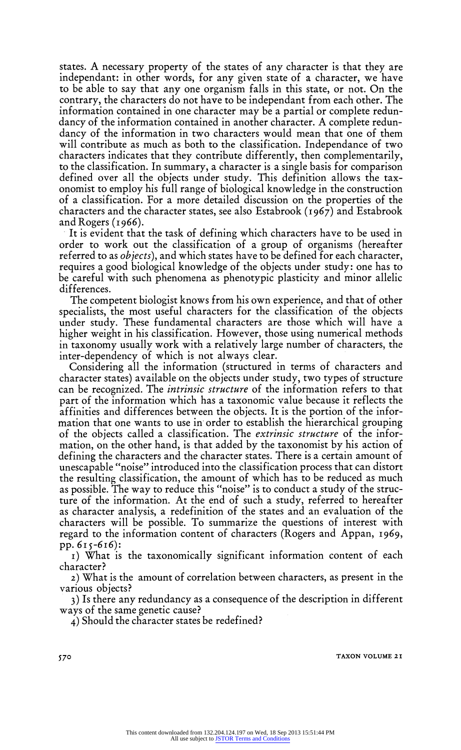states. A necessary property of the states of any character is that they are independant: in other words, for any given state of a character, we have to be able to say that any one organism falls in this state, or not. On the contrary, the characters do not have to be independant from each other. The information contained in one character may be a partial or complete redundancy of the information contained in another character. A complete redundancy of the information in two characters would mean that one of them will contribute as much as both to the classification. Independance of two characters indicates that they contribute differently, then complementarily, to the classification. In summary, a character is a single basis for comparison defined over all the objects under study. This definition allows the taxonomist to employ his full range of biological knowledge in the construction of a classification. For a more detailed discussion on the properties of the characters and the character states, see also Estabrook (1967) and Estabrook and Rogers (1966).

It is evident that the task of defining which characters have to be used in order to work out the classification of a group of organisms (hereafter referred to as *objects*), and which states have to be defined for each character, requires a good biological knowledge of the objects under study: one has to be careful with such phenomena as phenotypic plasticity and minor allelic differences.

The competent biologist knows from his own experience, and that of other specialists, the most useful characters for the classification of the objects under study. These fundamental characters are those which will have a higher weight in his classification. However, those using numerical methods in taxonomy usually work with a relatively large number of characters, the inter-dependency of which is not always clear.

Considering all the information (structured in terms of characters and character states) available on the objects under study, two types of structure can be recognized. The *intrinsic structure* of the information refers to that part of the information which has a taxonomic value because it reflects the affinities and differences between the objects. It is the portion of the information that one wants to use in order to establish the hierarchical grouping of the objects called a classification. The *extrinsic structure* of the information, on the other hand, is that added by the taxonomist by his action of defining the characters and the character states. There is a certain amount of unescapable "noise" introduced into the classification process that can distort the resulting classification, the amount of which has to be reduced as much as possible. The way to reduce this "noise" is to conduct a study of the structure of the information. At the end of such a study, referred to hereafter as character analysis, a redefinition of the states and an evaluation of the characters will be possible. To summarize the questions of interest with regard to the information content of characters (Rogers and Appan, 1969, pp. 615-616):

1) What is the taxonomically significant information content of each character?

2) What is the amount of correlation between characters, as present in the various objects?

3) Is there any redundancy as a consequence of the description in different ways of the same genetic cause?

4) Should the character states be redefined?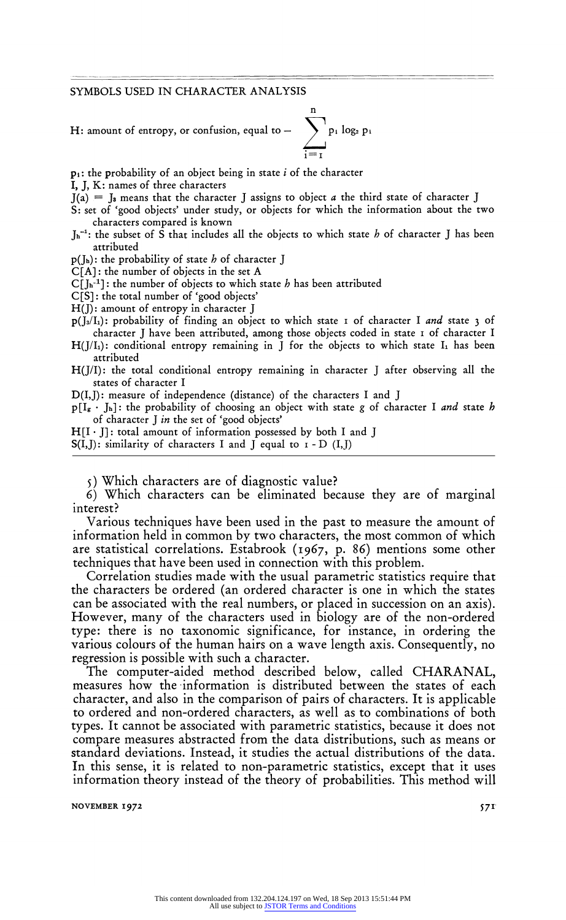## SYMBOLS USED IN CHARACTER ANALYSIS

H: amount of entropy, or confusion, equal to $-\sum_{i=1}^{n} p_i \log_2 p_i$

$p_i$: the probability of an object being in state $i$ of the character

I, J, K: names of three characters

$J(a) = J_3$ means that the character J assigns to object $a$ the third state of character J

S: set of 'good objects' under study, or objects for which the information about the two characters compared is known

$J_h^{-1}$: the subset of S that includes all the objects to which state $h$ of character J has been attributed

$p(J_h)$: the probability of state $h$ of character J

C[A]: the number of objects in the set A

$C[J_h^{-1}]$: the number of objects to which state $h$ has been attributed

C[S]: the total number of 'good objects'

H(J): amount of entropy in character J

$p(J_3/I_1)$: probability of finding an object to which state 1 of character I *and* state 3 of character J have been attributed, among those objects coded in state 1 of character I

$H(J/I_1)$: conditional entropy remaining in J for the objects to which state $I_1$ has been attributed

H(J/I): the total conditional entropy remaining in character J after observing all the states of character I

D(I,J): measure of independence (distance) of the characters I and J

$p[I_g \cdot J_h]$: the probability of choosing an object with state $g$ of character I *and* state $h$ of character J *in* the set of 'good objects'

$H[I \cdot J]$: total amount of information possessed by both I and J

S(I,J): similarity of characters I and J equal to 1 - D (I,J)

---

5) Which characters are of diagnostic value?

6) Which characters can be eliminated because they are of marginal interest?

Various techniques have been used in the past to measure the amount of information held in common by two characters, the most common of which are statistical correlations. Estabrook (1967, p. 86) mentions some other techniques that have been used in connection with this problem.

Correlation studies made with the usual parametric statistics require that the characters be ordered (an ordered character is one in which the states can be associated with the real numbers, or placed in succession on an axis). However, many of the characters used in biology are of the non-ordered type: there is no taxonomic significance, for instance, in ordering the various colours of the human hairs on a wave length axis. Consequently, no regression is possible with such a character.

The computer-aided method described below, called CHARANAL, measures how the information is distributed between the states of each character, and also in the comparison of pairs of characters. It is applicable to ordered and non-ordered characters, as well as to combinations of both types. It cannot be associated with parametric statistics, because it does not compare measures abstracted from the data distributions, such as means or standard deviations. Instead, it studies the actual distributions of the data. In this sense, it is related to non-parametric statistics, except that it uses information theory instead of the theory of probabilities. This method will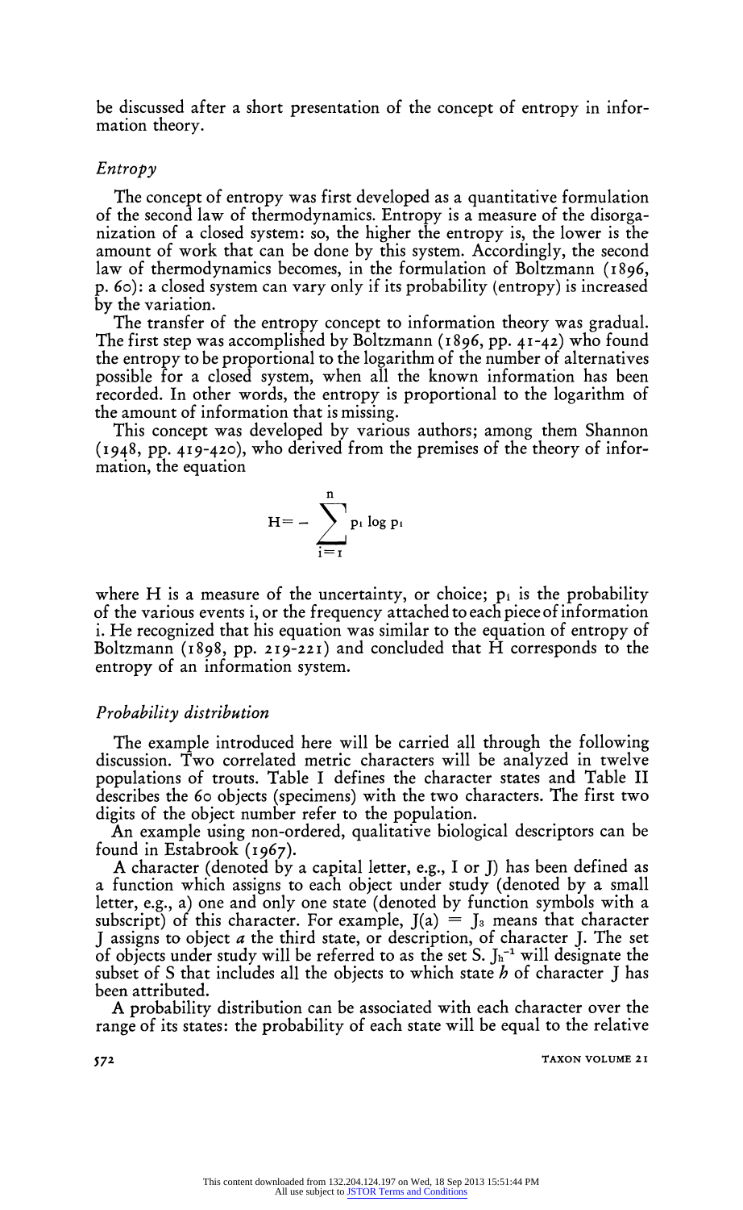be discussed after a short presentation of the concept of entropy in information theory.

### *Entropy*

The concept of entropy was first developed as a quantitative formulation of the second law of thermodynamics. Entropy is a measure of the disorganization of a closed system: so, the higher the entropy is, the lower is the amount of work that can be done by this system. Accordingly, the second law of thermodynamics becomes, in the formulation of Boltzmann (1896, p. 60): a closed system can vary only if its probability (entropy) is increased by the variation.

The transfer of the entropy concept to information theory was gradual. The first step was accomplished by Boltzmann (1896, pp. 41-42) who found the entropy to be proportional to the logarithm of the number of alternatives possible for a closed system, when all the known information has been recorded. In other words, the entropy is proportional to the logarithm of the amount of information that is missing.

This concept was developed by various authors; among them Shannon (1948, pp. 419-420), who derived from the premises of the theory of information, the equation

$$H = -\sum_{i=1}^{n} p_i \log p_i$$

where H is a measure of the uncertainty, or choice; $p_i$ is the probability of the various events i, or the frequency attached to each piece of information i. He recognized that his equation was similar to the equation of entropy of Boltzmann (1898, pp. 219-221) and concluded that H corresponds to the entropy of an information system.

### *Probability distribution*

The example introduced here will be carried all through the following discussion. Two correlated metric characters will be analyzed in twelve populations of trouts. Table I defines the character states and Table II describes the 60 objects (specimens) with the two characters. The first two digits of the object number refer to the population.

An example using non-ordered, qualitative biological descriptors can be found in Estabrook (1967).

A character (denoted by a capital letter, e.g., I or J) has been defined as a function which assigns to each object under study (denoted by a small letter, e.g., a) one and only one state (denoted by function symbols with a subscript) of this character. For example, $J(a) = J_3$ means that character J assigns to object *a* the third state, or description, of character J. The set of objects under study will be referred to as the set S. $J_h^{-1}$ will designate the subset of S that includes all the objects to which state *h* of character J has been attributed.

A probability distribution can be associated with each character over the range of its states: the probability of each state will be equal to the relative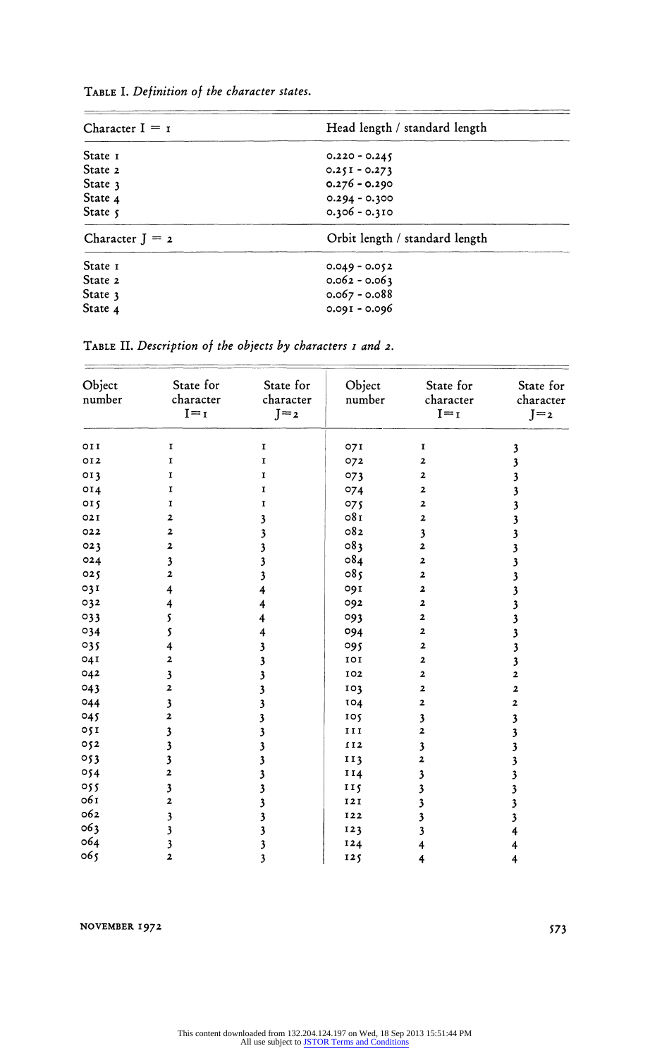TABLE I. *Definition of the character states.*

| Character I = 1 | Head length / standard length |
|---|---|
| State 1 | 0.220 - 0.245 |
| State 2 | 0.251 - 0.273 |
| State 3 | 0.276 - 0.290 |
| State 4 | 0.294 - 0.300 |
| State 5 | 0.306 - 0.310 |
| **Character J = 2** | **Orbit length / standard length** |
| State 1 | 0.049 - 0.052 |
| State 2 | 0.062 - 0.063 |
| State 3 | 0.067 - 0.088 |
| State 4 | 0.091 - 0.096 |

TABLE II. *Description of the objects by characters 1 and 2.*

| Object number | State for character I=1 | State for character J=2 | Object number | State for character I=1 | State for character J=2 |
|---|---|---|---|---|---|
| 011 | 1 | 1 | 071 | 1 | 3 |
| 012 | 1 | 1 | 072 | 2 | 3 |
| 013 | 1 | 1 | 073 | 2 | 3 |
| 014 | 1 | 1 | 074 | 2 | 3 |
| 015 | 1 | 1 | 075 | 2 | 3 |
| 021 | 2 | 3 | 081 | 2 | 3 |
| 022 | 2 | 3 | 082 | 3 | 3 |
| 023 | 2 | 3 | 083 | 2 | 3 |
| 024 | 3 | 3 | 084 | 2 | 3 |
| 025 | 2 | 3 | 085 | 2 | 3 |
| 031 | 4 | 4 | 091 | 2 | 3 |
| 032 | 4 | 4 | 092 | 2 | 3 |
| 033 | 5 | 4 | 093 | 2 | 3 |
| 034 | 5 | 4 | 094 | 2 | 3 |
| 035 | 4 | 3 | 095 | 2 | 3 |
| 041 | 2 | 3 | 101 | 2 | 3 |
| 042 | 3 | 3 | 102 | 2 | 2 |
| 043 | 2 | 3 | 103 | 2 | 2 |
| 044 | 3 | 3 | 104 | 2 | 2 |
| 045 | 2 | 3 | 105 | 3 | 3 |
| 051 | 3 | 3 | 111 | 2 | 3 |
| 052 | 3 | 3 | 112 | 3 | 3 |
| 053 | 3 | 3 | 113 | 2 | 3 |
| 054 | 2 | 3 | 114 | 3 | 3 |
| 055 | 3 | 3 | 115 | 3 | 3 |
| 061 | 2 | 3 | 121 | 3 | 3 |
| 062 | 3 | 3 | 122 | 3 | 3 |
| 063 | 3 | 3 | 123 | 3 | 4 |
| 064 | 3 | 3 | 124 | 4 | 4 |
| 065 | 2 | 3 | 125 | 4 | 4 |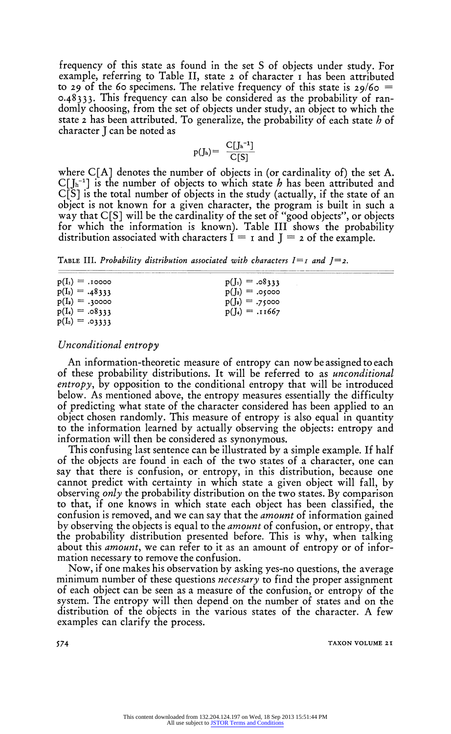frequency of this state as found in the set S of objects under study. For example, referring to Table II, state 2 of character 1 has been attributed to 29 of the 60 specimens. The relative frequency of this state is $29/60 = 0.48333$. This frequency can also be considered as the probability of randomly choosing, from the set of objects under study, an object to which the state 2 has been attributed. To generalize, the probability of each state $h$ of character J can be noted as

$$p(J_h) = \frac{C[J_h^{-1}]}{C[S]}$$

where $C[A]$ denotes the number of objects in (or cardinality of) the set A. $C[J_h^{-1}]$ is the number of objects to which state $h$ has been attributed and $C[S]$ is the total number of objects in the study (actually, if the state of an object is not known for a given character, the program is built in such a way that $C[S]$ will be the cardinality of the set of "good objects", or objects for which the information is known). Table III shows the probability distribution associated with characters $I = 1$ and $J = 2$ of the example.

TABLE III. *Probability distribution associated with characters $I=1$ and $J=2$.*

| | |
|---|---|
| $p(I_1) = .10000$ | $p(J_1) = .08333$ |
| $p(I_2) = .48333$ | $p(J_2) = .05000$ |
| $p(I_3) = .30000$ | $p(J_3) = .75000$ |
| $p(I_4) = .08333$ | $p(J_4) = .11667$ |
| $p(I_5) = .03333$ | |

### *Unconditional entropy*

An information-theoretic measure of entropy can now be assigned to each of these probability distributions. It will be referred to as *unconditional entropy*, by opposition to the conditional entropy that will be introduced below. As mentioned above, the entropy measures essentially the difficulty of predicting what state of the character considered has been applied to an object chosen randomly. This measure of entropy is also equal in quantity to the information learned by actually observing the objects: entropy and information will then be considered as synonymous.

This confusing last sentence can be illustrated by a simple example. If half of the objects are found in each of the two states of a character, one can say that there is confusion, or entropy, in this distribution, because one cannot predict with certainty in which state a given object will fall, by observing *only* the probability distribution on the two states. By comparison to that, if one knows in which state each object has been classified, the confusion is removed, and we can say that the *amount* of information gained by observing the objects is equal to the *amount* of confusion, or entropy, that the probability distribution presented before. This is why, when talking about this *amount*, we can refer to it as an amount of entropy or of information necessary to remove the confusion.

Now, if one makes his observation by asking yes-no questions, the average minimum number of these questions *necessary* to find the proper assignment of each object can be seen as a measure of the confusion, or entropy of the system. The entropy will then depend on the number of states and on the distribution of the objects in the various states of the character. A few examples can clarify the process.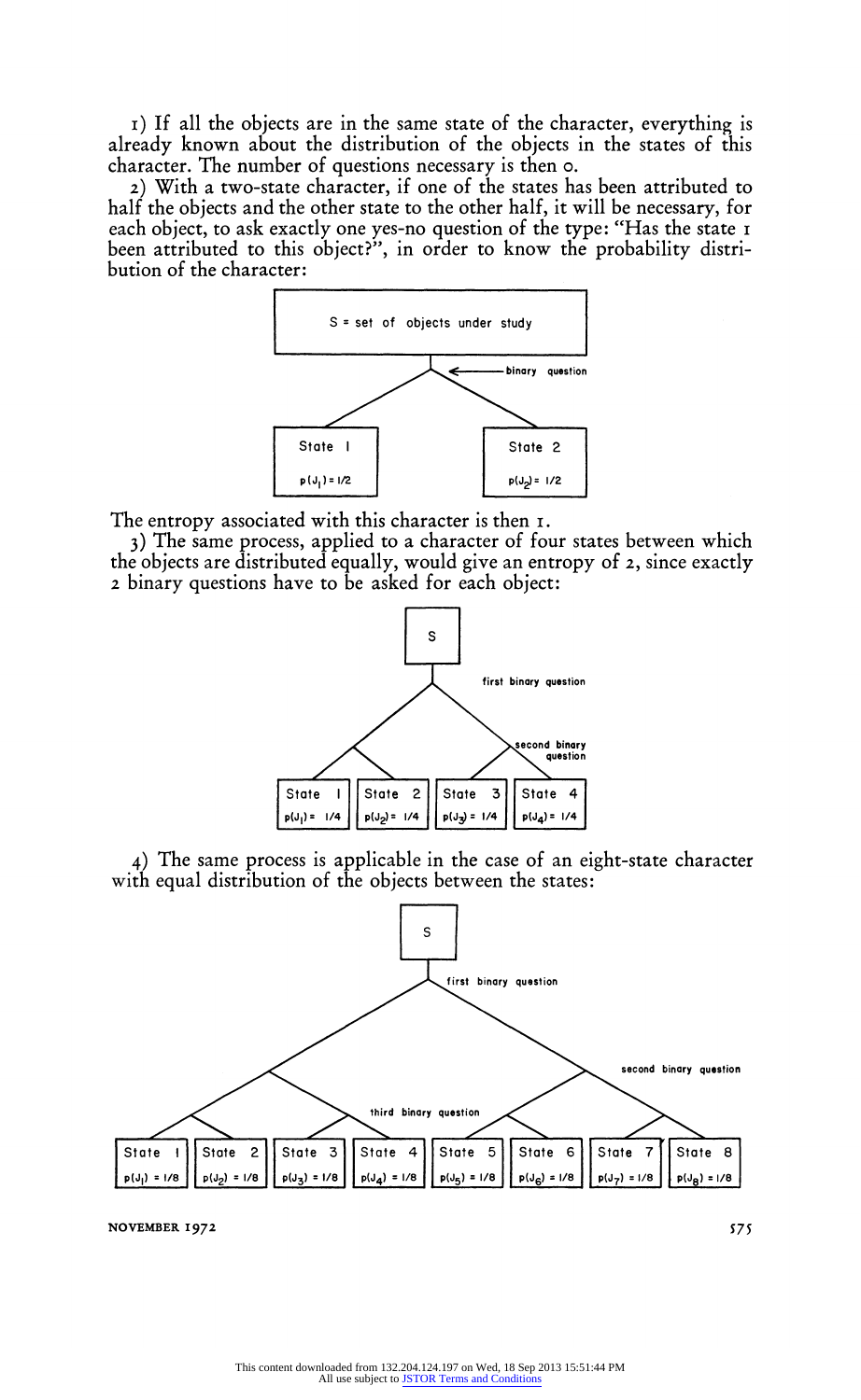1) If all the objects are in the same state of the character, everything is already known about the distribution of the objects in the states of this character. The number of questions necessary is then 0.

2) With a two-state character, if one of the states has been attributed to half the objects and the other state to the other half, it will be necessary, for each object, to ask exactly one yes-no question of the type: "Has the state 1 been attributed to this object?", in order to know the probability distribution of the character:

S = set of objects under study

binary question

State 1 $p(J_1) = 1/2$ | State 2 $p(J_2) = 1/2$

The entropy associated with this character is then 1.

3) The same process, applied to a character of four states between which the objects are distributed equally, would give an entropy of 2, since exactly 2 binary questions have to be asked for each object:

S

first binary question

second binary question

State 1 $p(J_1) = 1/4$ | State 2 $p(J_2) = 1/4$ | State 3 $p(J_3) = 1/4$ | State 4 $p(J_4) = 1/4$

4) The same process is applicable in the case of an eight-state character with equal distribution of the objects between the states:

S

first binary question

second binary question

third binary question

State 1 $p(J_1) = 1/8$ | State 2 $p(J_2) = 1/8$ | State 3 $p(J_3) = 1/8$ | State 4 $p(J_4) = 1/8$ | State 5 $p(J_5) = 1/8$ | State 6 $p(J_6) = 1/8$ | State 7 $p(J_7) = 1/8$ | State 8 $p(J_8) = 1/8$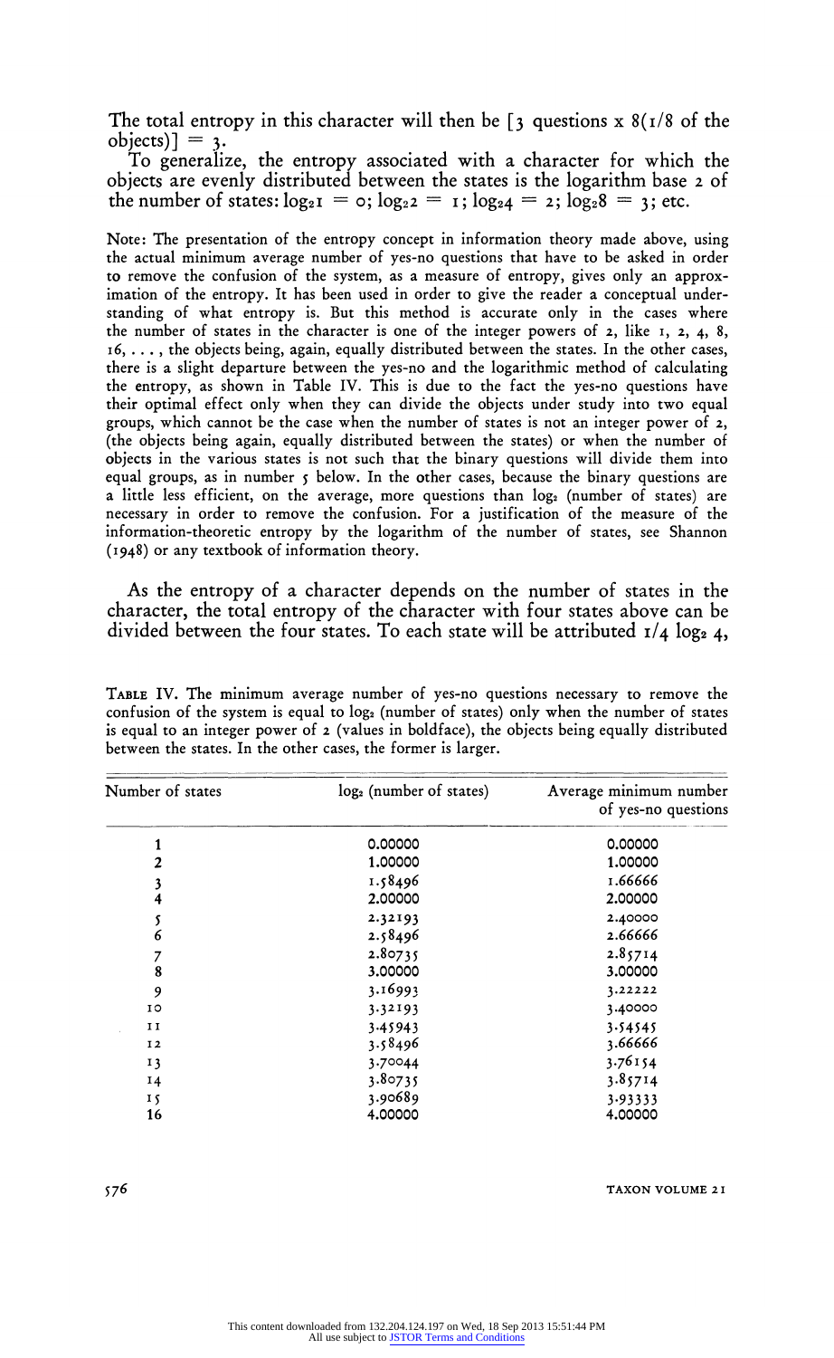The total entropy in this character will then be [3 questions x 8(1/8 of the objects)] = 3.

To generalize, the entropy associated with a character for which the objects are evenly distributed between the states is the logarithm base 2 of the number of states: $\log_2 1 = 0$; $\log_2 2 = 1$; $\log_2 4 = 2$; $\log_2 8 = 3$; etc.

Note: The presentation of the entropy concept in information theory made above, using the actual minimum average number of yes-no questions that have to be asked in order to remove the confusion of the system, as a measure of entropy, gives only an approximation of the entropy. It has been used in order to give the reader a conceptual understanding of what entropy is. But this method is accurate only in the cases where the number of states in the character is one of the integer powers of 2, like 1, 2, 4, 8, 16, . . . , the objects being, again, equally distributed between the states. In the other cases, there is a slight departure between the yes-no and the logarithmic method of calculating the entropy, as shown in Table IV. This is due to the fact the yes-no questions have their optimal effect only when they can divide the objects under study into two equal groups, which cannot be the case when the number of states is not an integer power of 2, (the objects being again, equally distributed between the states) or when the number of objects in the various states is not such that the binary questions will divide them into equal groups, as in number 5 below. In the other cases, because the binary questions are a little less efficient, on the average, more questions than $\log_2$ (number of states) are necessary in order to remove the confusion. For a justification of the measure of the information-theoretic entropy by the logarithm of the number of states, see Shannon (1948) or any textbook of information theory.

As the entropy of a character depends on the number of states in the character, the total entropy of the character with four states above can be divided between the four states. To each state will be attributed $1/4 \log_2 4$,

TABLE IV. The minimum average number of yes-no questions necessary to remove the confusion of the system is equal to $\log_2$ (number of states) only when the number of states is equal to an integer power of 2 (values in boldface), the objects being equally distributed between the states. In the other cases, the former is larger.

| Number of states | $\log_2$ (number of states) | Average minimum number of yes-no questions |
|---|---|---|
| **1** | **0.00000** | **0.00000** |
| **2** | **1.00000** | **1.00000** |
| 3 | 1.58496 | 1.66666 |
| **4** | **2.00000** | **2.00000** |
| 5 | 2.32193 | 2.40000 |
| 6 | 2.58496 | 2.66666 |
| 7 | 2.80735 | 2.85714 |
| **8** | **3.00000** | **3.00000** |
| 9 | 3.16993 | 3.22222 |
| 10 | 3.32193 | 3.40000 |
| 11 | 3.45943 | 3.54545 |
| 12 | 3.58496 | 3.66666 |
| 13 | 3.70044 | 3.76154 |
| 14 | 3.80735 | 3.85714 |
| 15 | 3.90689 | 3.93333 |
| **16** | **4.00000** | **4.00000** |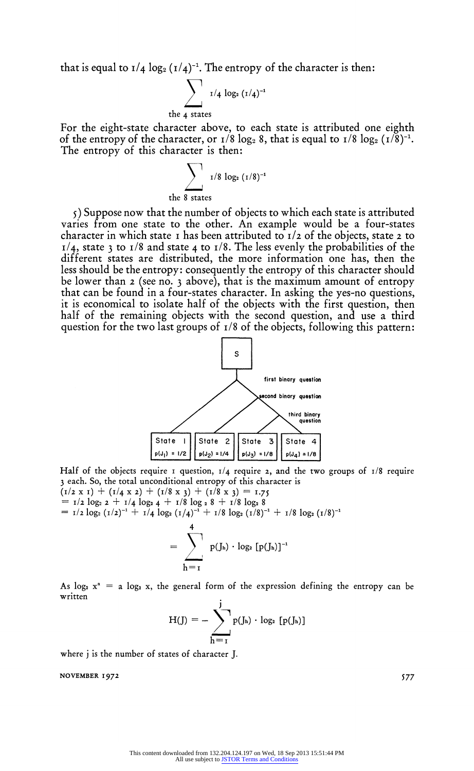that is equal to $1/4 \log_2 (1/4)^{-1}$. The entropy of the character is then:

$$\sum_{\text{the 4 states}} 1/4 \log_2 (1/4)^{-1}$$

For the eight-state character above, to each state is attributed one eighth of the entropy of the character, or $1/8 \log_2 8$, that is equal to $1/8 \log_2 (1/8)^{-1}$. The entropy of this character is then:

$$\sum_{\text{the 8 states}} 1/8 \log_2 (1/8)^{-1}$$

5) Suppose now that the number of objects to which each state is attributed varies from one state to the other. An example would be a four-states character in which state 1 has been attributed to 1/2 of the objects, state 2 to 1/4, state 3 to 1/8 and state 4 to 1/8. The less evenly the probabilities of the different states are distributed, the more information one has, then the less should be the entropy: consequently the entropy of this character should be lower than 2 (see no. 3 above), that is the maximum amount of entropy that can be found in a four-states character. In asking the yes-no questions, it is economical to isolate half of the objects with the first question, then half of the remaining objects with the second question, and use a third question for the two last groups of 1/8 of the objects, following this pattern:

S

first binary question

second binary question

third binary question

| State 1 | State 2 | State 3 | State 4 |
|---|---|---|---|
| $p(J_1) = 1/2$ | $p(J_2) = 1/4$ | $p(J_3) = 1/8$ | $p(J_4) = 1/8$ |

Half of the objects require 1 question, 1/4 require 2, and the two groups of 1/8 require 3 each. So, the total unconditional entropy of this character is

$(1/2 \times 1) + (1/4 \times 2) + (1/8 \times 3) + (1/8 \times 3) = 1.75$

$= 1/2 \log_2 2 + 1/4 \log_2 4 + 1/8 \log_2 8 + 1/8 \log_2 8$

$= 1/2 \log_2 (1/2)^{-1} + 1/4 \log_2 (1/4)^{-1} + 1/8 \log_2 (1/8)^{-1} + 1/8 \log_2 (1/8)^{-1}$

$$= \sum_{h=1}^{4} p(J_h) \cdot \log_2 [p(J_h)]^{-1}$$

As $\log_2 x^a = a \log_2 x$, the general form of the expression defining the entropy can be written

$$H(J) = - \sum_{h=1}^{j} p(J_h) \cdot \log_2 [p(J_h)]$$

where j is the number of states of character J.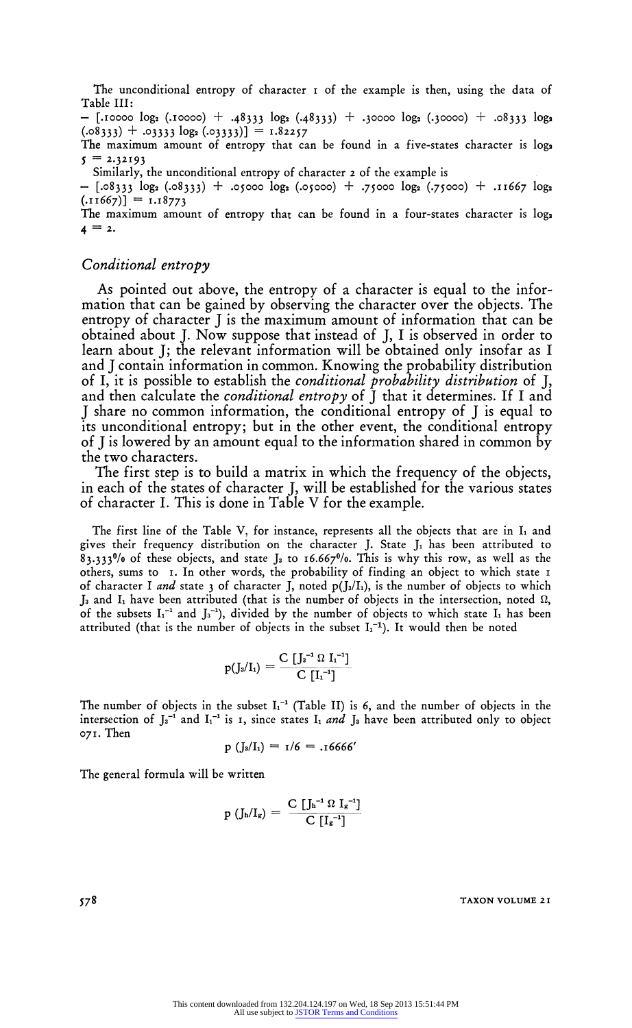The unconditional entropy of character 1 of the example is then, using the data of Table III:

$- [.10000 \log_2 (.10000) + .48333 \log_2 (.48333) + .30000 \log_2 (.30000) + .08333 \log_2 (.08333) + .03333 \log_2 (.03333)] = 1.82257$

The maximum amount of entropy that can be found in a five-states character is $\log_2 5 = 2.32193$

Similarly, the unconditional entropy of character 2 of the example is

$- [.08333 \log_2 (.08333) + .05000 \log_2 (.05000) + .75000 \log_2 (.75000) + .11667 \log_2 (.11667)] = 1.18773$

The maximum amount of entropy that can be found in a four-states character is $\log_2 4 = 2$.

### *Conditional entropy*

As pointed out above, the entropy of a character is equal to the information that can be gained by observing the character over the objects. The entropy of character J is the maximum amount of information that can be obtained about J. Now suppose that instead of J, I is observed in order to learn about J; the relevant information will be obtained only insofar as I and J contain information in common. Knowing the probability distribution of I, it is possible to establish the *conditional probability distribution* of J, and then calculate the *conditional entropy* of J that it determines. If I and J share no common information, the conditional entropy of J is equal to its unconditional entropy; but in the other event, the conditional entropy of J is lowered by an amount equal to the information shared in common by the two characters.

The first step is to build a matrix in which the frequency of the objects, in each of the states of character J, will be established for the various states of character I. This is done in Table V for the example.

The first line of the Table V, for instance, represents all the objects that are in $I_1$ and gives their frequency distribution on the character J. State $J_1$ has been attributed to 83.333% of these objects, and state $J_3$ to 16.667%. This is why this row, as well as the others, sums to 1. In other words, the probability of finding an object to which state 1 of character I *and* state 3 of character J, noted $p(J_3/I_1)$, is the number of objects to which $J_3$ and $I_1$ have been attributed (that is the number of objects in the intersection, noted $\Omega$, of the subsets $I_1^{-1}$ and $J_3^{-1}$), divided by the number of objects to which state $I_1$ has been attributed (that is the number of objects in the subset $I_1^{-1}$). It would then be noted

$$p(J_3/I_1) = \frac{C\,[J_3^{-1}\,\Omega\,I_1^{-1}]}{C\,[I_1^{-1}]}$$

The number of objects in the subset $I_1^{-1}$ (Table II) is 6, and the number of objects in the intersection of $J_3^{-1}$ and $I_1^{-1}$ is 1, since states $I_1$ *and* $J_3$ have been attributed only to object 071. Then

$$p\,(J_3/I_1) = 1/6 = .16666'$$

The general formula will be written

$$p\,(J_h/I_g) = \frac{C\,[J_h^{-1}\,\Omega\,I_g^{-1}]}{C\,[I_g^{-1}]}$$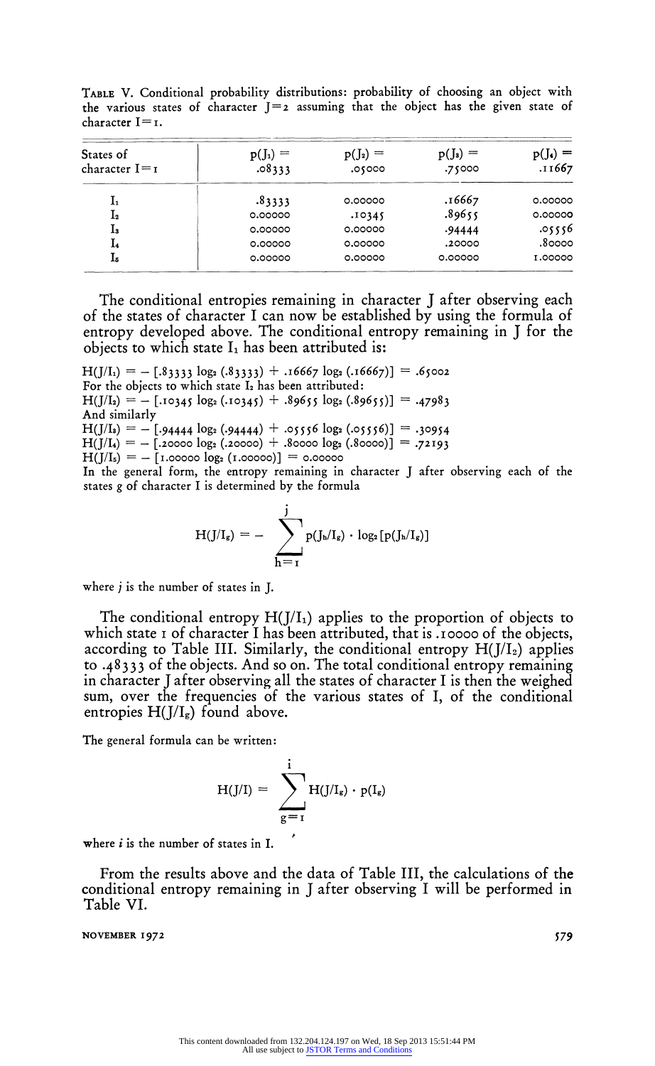TABLE V. Conditional probability distributions: probability of choosing an object with the various states of character J=2 assuming that the object has the given state of character I=1.

| States of character I=1 | $p(J_1) =$ .08333 | $p(J_2) =$ .05000 | $p(J_3) =$ .75000 | $p(J_4) =$ .11667 |
|---|---|---|---|---|
| $I_1$ | .83333 | 0.00000 | .16667 | 0.00000 |
| $I_2$ | 0.00000 | .10345 | .89655 | 0.00000 |
| $I_3$ | 0.00000 | 0.00000 | .94444 | .05556 |
| $I_4$ | 0.00000 | 0.00000 | .20000 | .80000 |
| $I_5$ | 0.00000 | 0.00000 | 0.00000 | 1.00000 |

The conditional entropies remaining in character J after observing each of the states of character I can now be established by using the formula of entropy developed above. The conditional entropy remaining in J for the objects to which state $I_1$ has been attributed is:

$H(J/I_1) = -[.83333 \log_2(.83333) + .16667 \log_2(.16667)] = .65002$

For the objects to which state $I_2$ has been attributed:

$H(J/I_2) = -[.10345 \log_2(.10345) + .89655 \log_2(.89655)] = .47983$

And similarly

$H(J/I_3) = -[.94444 \log_2(.94444) + .05556 \log_2(.05556)] = .30954$

$H(J/I_4) = -[.20000 \log_2(.20000) + .80000 \log_2(.80000)] = .72193$

$H(J/I_5) = -[1.00000 \log_2(1.00000)] = 0.00000$

In the general form, the entropy remaining in character J after observing each of the states g of character I is determined by the formula

$$H(J/I_g) = -\sum_{h=1}^{j} p(J_h/I_g) \cdot \log_2[p(J_h/I_g)]$$

where $j$ is the number of states in J.

The conditional entropy $H(J/I_1)$ applies to the proportion of objects to which state 1 of character I has been attributed, that is .10000 of the objects, according to Table III. Similarly, the conditional entropy $H(J/I_2)$ applies to .48333 of the objects. And so on. The total conditional entropy remaining in character J after observing all the states of character I is then the weighed sum, over the frequencies of the various states of I, of the conditional entropies $H(J/I_g)$ found above.

The general formula can be written:

$$H(J/I) = \sum_{g=1}^{i} H(J/I_g) \cdot p(I_g)$$

where $i$ is the number of states in I.

From the results above and the data of Table III, the calculations of the conditional entropy remaining in J after observing I will be performed in Table VI.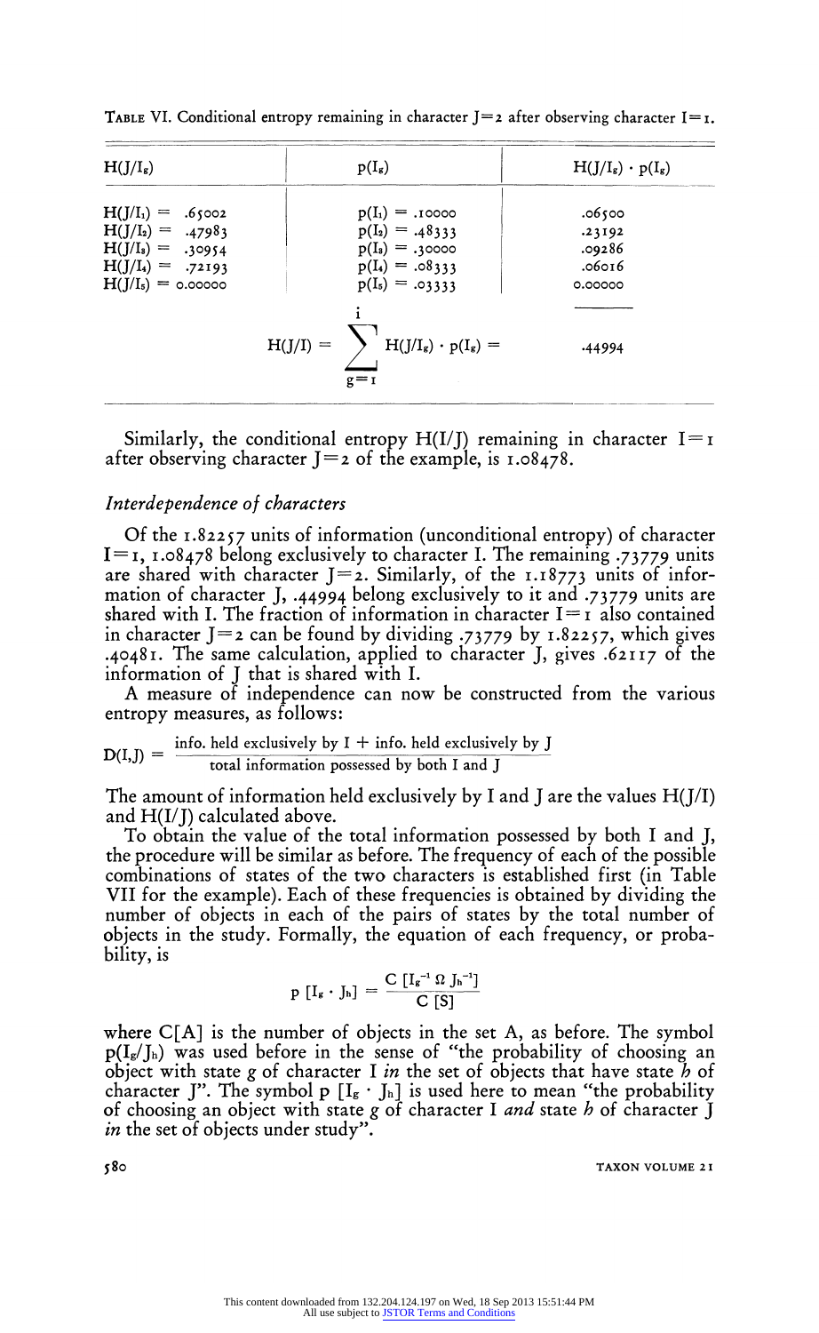TABLE VI. Conditional entropy remaining in character J=2 after observing character I=1.

| $H(J/I_g)$ | $p(I_g)$ | $H(J/I_g) \cdot p(I_g)$ |
|---|---|---|
| $H(J/I_1) = .65002$ | $p(I_1) = .10000$ | .06500 |
| $H(J/I_2) = .47983$ | $p(I_2) = .48333$ | .23192 |
| $H(J/I_3) = .30954$ | $p(I_3) = .30000$ | .09286 |
| $H(J/I_4) = .72193$ | $p(I_4) = .08333$ | .06016 |
| $H(J/I_5) = 0.00000$ | $p(I_5) = .03333$ | 0.00000 |
| | $H(J/I) = \sum_{g=1}^{i} H(J/I_g) \cdot p(I_g) =$ | .44994 |

Similarly, the conditional entropy H(I/J) remaining in character I=1 after observing character J=2 of the example, is 1.08478.

### *Interdependence of characters*

Of the 1.82257 units of information (unconditional entropy) of character I=1, 1.08478 belong exclusively to character I. The remaining .73779 units are shared with character J=2. Similarly, of the 1.18773 units of information of character J, .44994 belong exclusively to it and .73779 units are shared with I. The fraction of information in character I=1 also contained in character J=2 can be found by dividing .73779 by 1.82257, which gives .40481. The same calculation, applied to character J, gives .62117 of the information of J that is shared with I.

A measure of independence can now be constructed from the various entropy measures, as follows:

$$D(I,J) = \frac{\text{info. held exclusively by I + info. held exclusively by J}}{\text{total information possessed by both I and J}}$$

The amount of information held exclusively by I and J are the values H(J/I) and H(I/J) calculated above.

To obtain the value of the total information possessed by both I and J, the procedure will be similar as before. The frequency of each of the possible combinations of states of the two characters is established first (in Table VII for the example). Each of these frequencies is obtained by dividing the number of objects in each of the pairs of states by the total number of objects in the study. Formally, the equation of each frequency, or probability, is

$$p\,[I_g \cdot J_h] = \frac{C\,[I_g^{-1}\,\Omega\,J_h^{-1}]}{C\,[S]}$$

where C[A] is the number of objects in the set A, as before. The symbol $p(I_g/J_h)$ was used before in the sense of "the probability of choosing an object with state *g* of character I *in* the set of objects that have state *h* of character J". The symbol $p\,[I_g \cdot J_h]$ is used here to mean "the probability of choosing an object with state *g* of character I *and* state *h* of character J *in* the set of objects under study".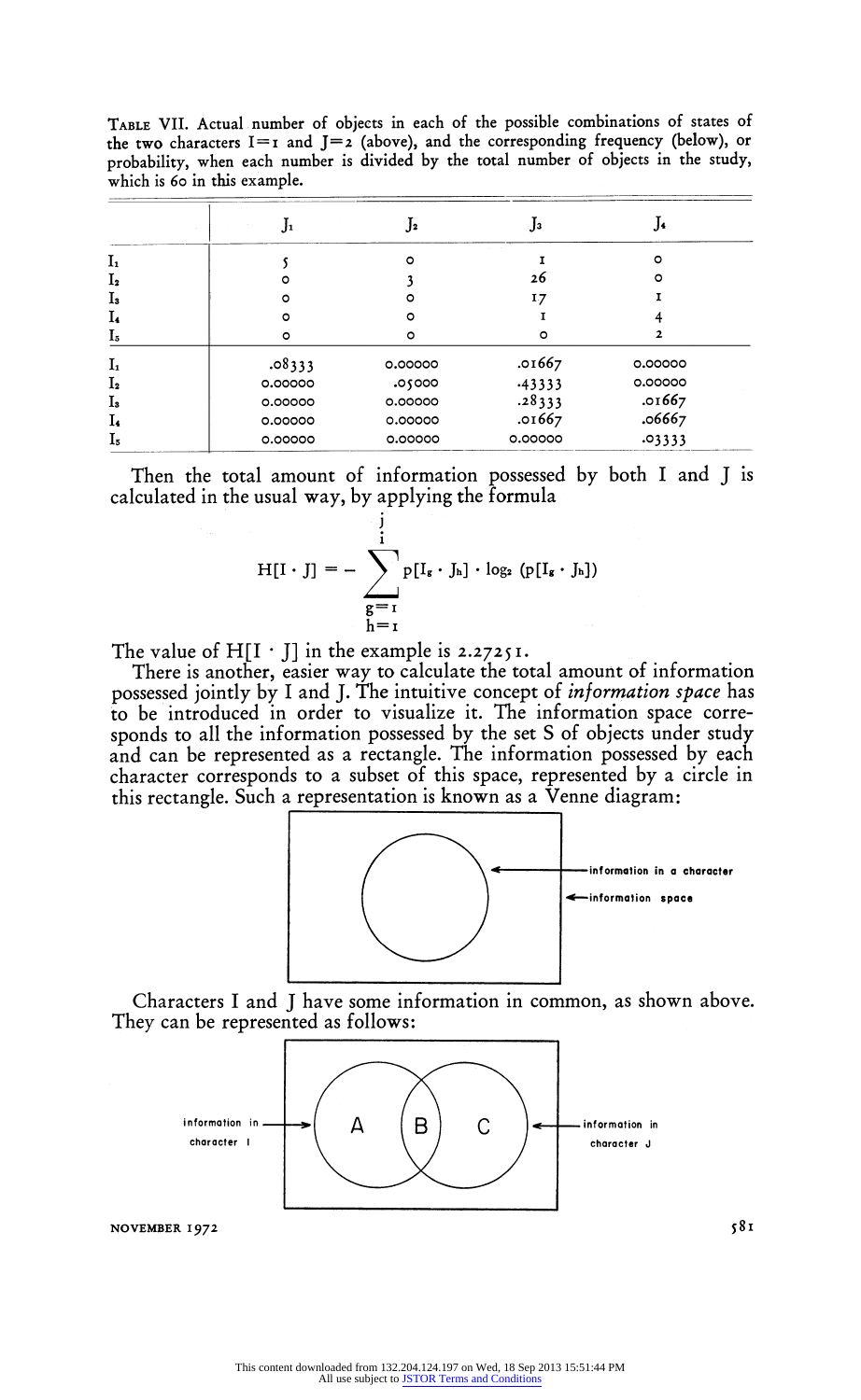TABLE VII. Actual number of objects in each of the possible combinations of states of the two characters I=1 and J=2 (above), and the corresponding frequency (below), or probability, when each number is divided by the total number of objects in the study, which is 60 in this example.

| | $J_1$ | $J_2$ | $J_3$ | $J_4$ |
|---|---|---|---|---|
| $I_1$ | 5 | 0 | 1 | 0 |
| $I_2$ | 0 | 3 | 26 | 0 |
| $I_3$ | 0 | 0 | 17 | 1 |
| $I_4$ | 0 | 0 | 1 | 4 |
| $I_5$ | 0 | 0 | 0 | 2 |
| $I_1$ | .08333 | 0.00000 | .01667 | 0.00000 |
| $I_2$ | 0.00000 | .05000 | .43333 | 0.00000 |
| $I_3$ | 0.00000 | 0.00000 | .28333 | .01667 |
| $I_4$ | 0.00000 | 0.00000 | .01667 | .06667 |
| $I_5$ | 0.00000 | 0.00000 | 0.00000 | .03333 |

Then the total amount of information possessed by both I and J is calculated in the usual way, by applying the formula

$$H[I \cdot J] = -\sum_{\substack{g=1 \\ h=1}}^{\substack{j \\ i}} p[I_g \cdot J_h] \cdot \log_2 (p[I_g \cdot J_h])$$

The value of $H[I \cdot J]$ in the example is 2.27251.

There is another, easier way to calculate the total amount of information possessed jointly by I and J. The intuitive concept of *information space* has to be introduced in order to visualize it. The information space corresponds to all the information possessed by the set S of objects under study and can be represented as a rectangle. The information possessed by each character corresponds to a subset of this space, represented by a circle in this rectangle. Such a representation is known as a Venne diagram:

information in a character
information space

Characters I and J have some information in common, as shown above. They can be represented as follows:

information in character I — A — B — C — information in character J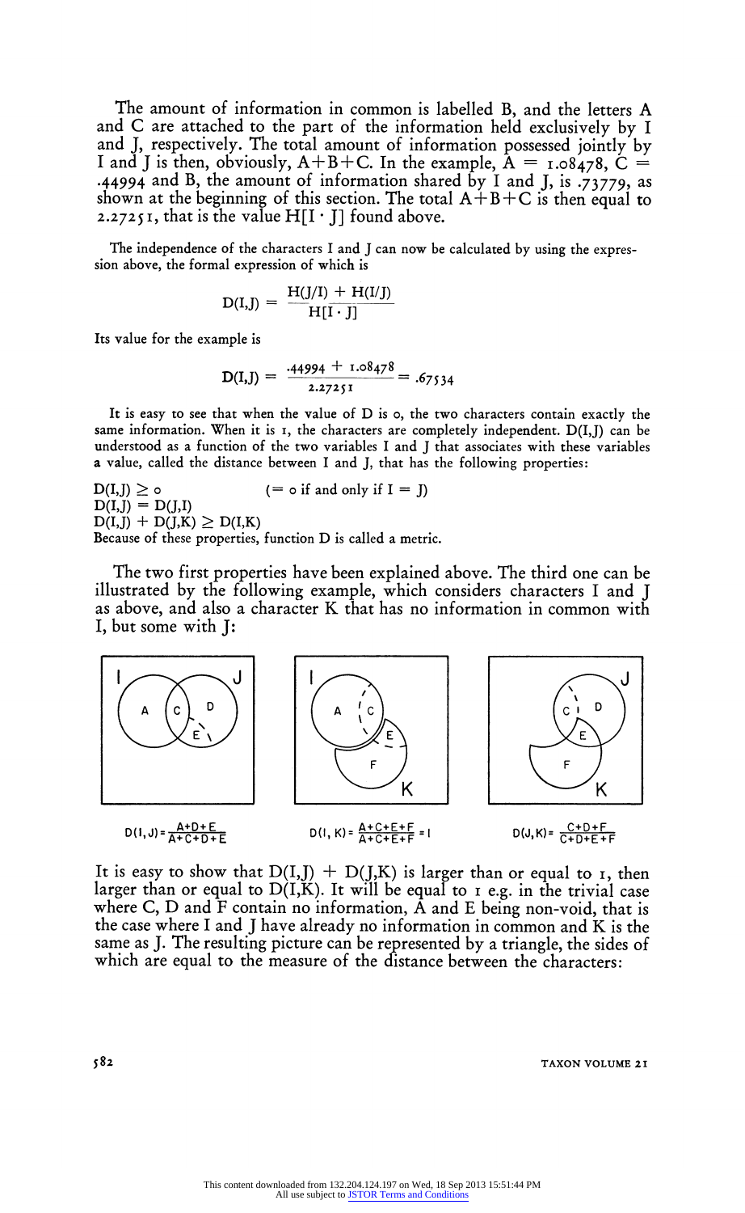The amount of information in common is labelled B, and the letters A and C are attached to the part of the information held exclusively by I and J, respectively. The total amount of information possessed jointly by I and J is then, obviously, A+B+C. In the example, A = 1.08478, C = .44994 and B, the amount of information shared by I and J, is .73779, as shown at the beginning of this section. The total A+B+C is then equal to 2.27251, that is the value $H[I \cdot J]$ found above.

The independence of the characters I and J can now be calculated by using the expression above, the formal expression of which is

$$D(I,J) = \frac{H(J/I) + H(I/J)}{H[I \cdot J]}$$

Its value for the example is

$$D(I,J) = \frac{.44994 + 1.08478}{2.27251} = .67534$$

It is easy to see that when the value of D is 0, the two characters contain exactly the same information. When it is 1, the characters are completely independent. D(I,J) can be understood as a function of the two variables I and J that associates with these variables a value, called the distance between I and J, that has the following properties:

$D(I,J) \geq 0$ (= 0 if and only if I = J)
$D(I,J) = D(J,I)$
$D(I,J) + D(J,K) \geq D(I,K)$
Because of these properties, function D is called a metric.

The two first properties have been explained above. The third one can be illustrated by the following example, which considers characters I and J as above, and also a character K that has no information in common with I, but some with J:

$D(I,J) = \frac{A+D+E}{A+C+D+E}$ $D(I,K) = \frac{A+C+E+F}{A+C+E+F} = 1$ $D(J,K) = \frac{C+D+F}{C+D+E+F}$

It is easy to show that $D(I,J) + D(J,K)$ is larger than or equal to 1, then larger than or equal to $D(I,K)$. It will be equal to 1 e.g. in the trivial case where C, D and F contain no information, A and E being non-void, that is the case where I and J have already no information in common and K is the same as J. The resulting picture can be represented by a triangle, the sides of which are equal to the measure of the distance between the characters: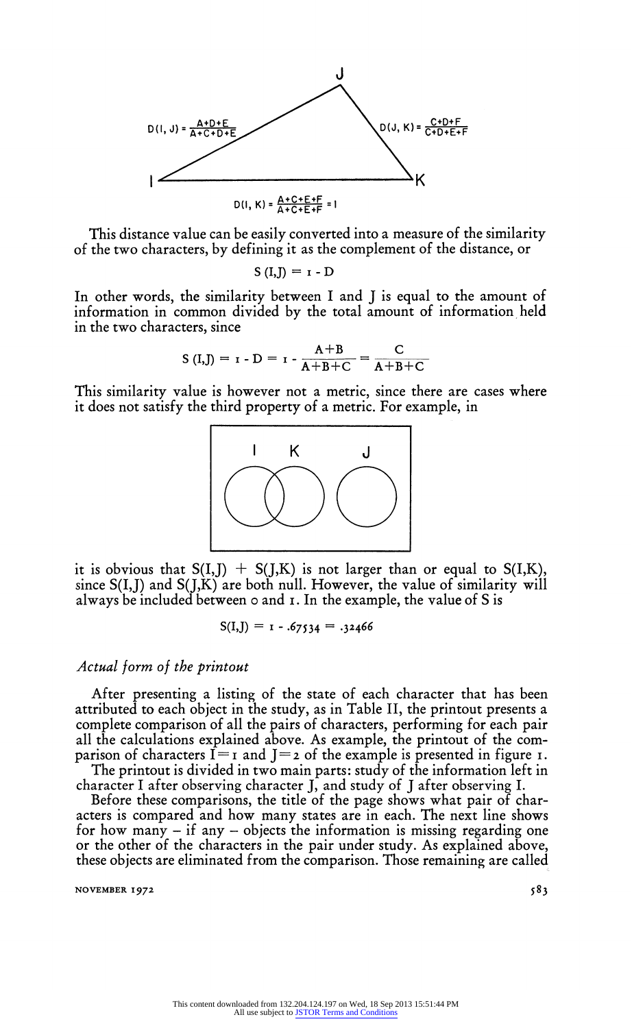$$D(I, J) = \frac{A+D+E}{A+C+D+E} \qquad D(J, K) = \frac{C+D+F}{C+D+E+F}$$

$$D(I, K) = \frac{A+C+E+F}{A+C+E+F} = 1$$

This distance value can be easily converted into a measure of the similarity of the two characters, by defining it as the complement of the distance, or

$$S(I,J) = 1 - D$$

In other words, the similarity between I and J is equal to the amount of information in common divided by the total amount of information held in the two characters, since

$$S(I,J) = 1 - D = 1 - \frac{A+B}{A+B+C} = \frac{C}{A+B+C}$$

This similarity value is however not a metric, since there are cases where it does not satisfy the third property of a metric. For example, in

it is obvious that $S(I,J) + S(J,K)$ is not larger than or equal to $S(I,K)$, since $S(I,J)$ and $S(J,K)$ are both null. However, the value of similarity will always be included between 0 and 1. In the example, the value of S is

$$S(I,J) = 1 - .67534 = .32466$$

### *Actual form of the printout*

After presenting a listing of the state of each character that has been attributed to each object in the study, as in Table II, the printout presents a complete comparison of all the pairs of characters, performing for each pair all the calculations explained above. As example, the printout of the comparison of characters $I = 1$ and $J = 2$ of the example is presented in figure 1.

The printout is divided in two main parts: study of the information left in character I after observing character J, and study of J after observing I.

Before these comparisons, the title of the page shows what pair of characters is compared and how many states are in each. The next line shows for how many – if any – objects the information is missing regarding one or the other of the characters in the pair under study. As explained above, these objects are eliminated from the comparison. Those remaining are called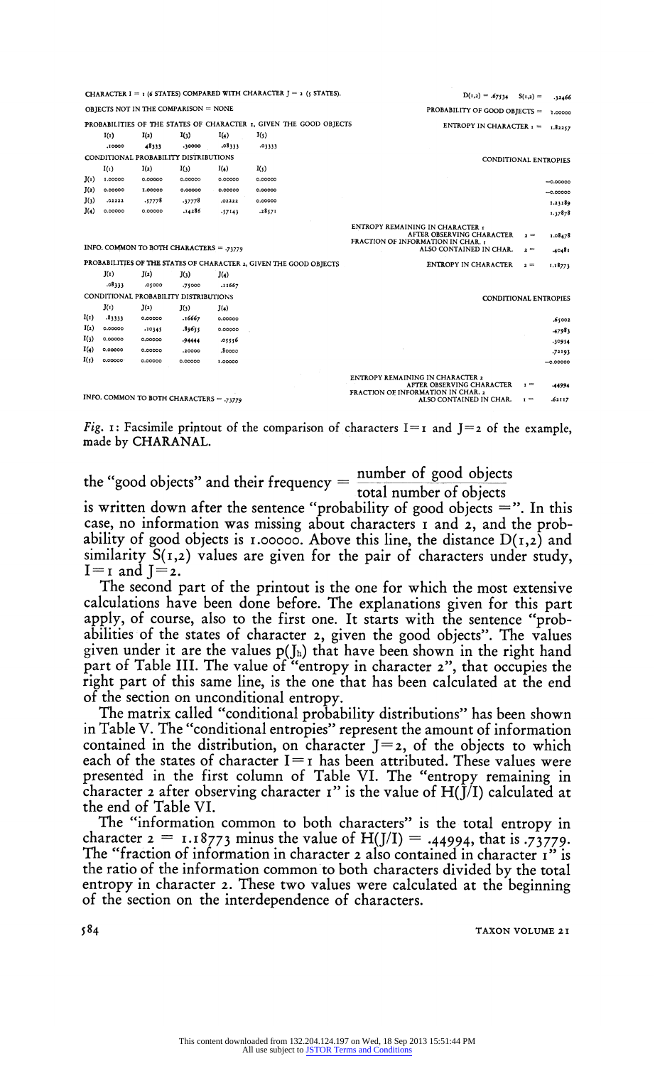CHARACTER I = 1 (6 STATES) COMPARED WITH CHARACTER J = 2 (5 STATES). D(1,2) = .67534 S(1,2) = .32466

OBJECTS NOT IN THE COMPARISON = NONE PROBABILITY OF GOOD OBJECTS = 1.00000

PROBABILITIES OF THE STATES OF CHARACTER 1, GIVEN THE GOOD OBJECTS ENTROPY IN CHARACTER 1 = 1.82257

| I(1) | I(2) | I(3) | I(4) | I(5) |
|---|---|---|---|---|
| .10000 | .48333 | .30000 | .08333 | .03333 |

CONDITIONAL PROBABILITY DISTRIBUTIONS

| | I(1) | I(2) | I(3) | I(4) | I(5) | CONDITIONAL ENTROPIES |
|---|---|---|---|---|---|---|
| J(1) | 1.00000 | 0.00000 | 0.00000 | 0.00000 | 0.00000 | −0.00000 |
| J(2) | 0.00000 | 1.00000 | 0.00000 | 0.00000 | 0.00000 | −0.00000 |
| J(3) | .02222 | .57778 | .37778 | .02222 | 0.00000 | 1.23189 |
| J(4) | 0.00000 | 0.00000 | .14286 | .57143 | .28571 | 1.37878 |

ENTROPY REMAINING IN CHARACTER 1 AFTER OBSERVING CHARACTER 2 = 1.08478

INFO. COMMON TO BOTH CHARACTERS = .73779

FRACTION OF INFORMATION IN CHAR. 1 ALSO CONTAINED IN CHAR. 2 = .40481

PROBABILITIES OF THE STATES OF CHARACTER 2, GIVEN THE GOOD OBJECTS ENTROPY IN CHARACTER 2 = 1.18773

| J(1) | J(2) | J(3) | J(4) |
|---|---|---|---|
| .08333 | .05000 | .75000 | .11667 |

CONDITIONAL PROBABILITY DISTRIBUTIONS

| | J(1) | J(2) | J(3) | J(4) | CONDITIONAL ENTROPIES |
|---|---|---|---|---|---|
| I(1) | .83333 | 0.00000 | .16667 | 0.00000 | .65002 |
| I(2) | 0.00000 | .10345 | .89655 | 0.00000 | .47983 |
| I(3) | 0.00000 | 0.00000 | .94444 | .05556 | .30954 |
| I(4) | 0.00000 | 0.00000 | .20000 | .80000 | .72193 |
| I(5) | 0.00000 | 0.00000 | 0.00000 | 1.00000 | −0.00000 |

ENTROPY REMAINING IN CHARACTER 2 AFTER OBSERVING CHARACTER 1 = .44994

INFO. COMMON TO BOTH CHARACTERS = .73779

FRACTION OF INFORMATION IN CHAR. 2 ALSO CONTAINED IN CHAR. 1 = .62117

*Fig.* 1: Facsimile printout of the comparison of characters I=1 and J=2 of the example, made by CHARANAL.

the "good objects" and their frequency $= \dfrac{\text{number of good objects}}{\text{total number of objects}}$ is written down after the sentence "probability of good objects =". In this case, no information was missing about characters 1 and 2, and the probability of good objects is 1.00000. Above this line, the distance $D(1,2)$ and similarity $S(1,2)$ values are given for the pair of characters under study, $I=1$ and $J=2$.

The second part of the printout is the one for which the most extensive calculations have been done before. The explanations given for this part apply, of course, also to the first one. It starts with the sentence "probabilities of the states of character 2, given the good objects". The values given under it are the values $p(J_h)$ that have been shown in the right hand part of Table III. The value of "entropy in character 2", that occupies the right part of this same line, is the one that has been calculated at the end of the section on unconditional entropy.

The matrix called "conditional probability distributions" has been shown in Table V. The "conditional entropies" represent the amount of information contained in the distribution, on character $J=2$, of the objects to which each of the states of character $I=1$ has been attributed. These values were presented in the first column of Table VI. The "entropy remaining in character 2 after observing character 1" is the value of $H(J/I)$ calculated at the end of Table VI.

The "information common to both characters" is the total entropy in character 2 = 1.18773 minus the value of $H(J/I) = .44994$, that is .73779. The "fraction of information in character 2 also contained in character 1" is the ratio of the information common to both characters divided by the total entropy in character 2. These two values were calculated at the beginning of the section on the interdependence of characters.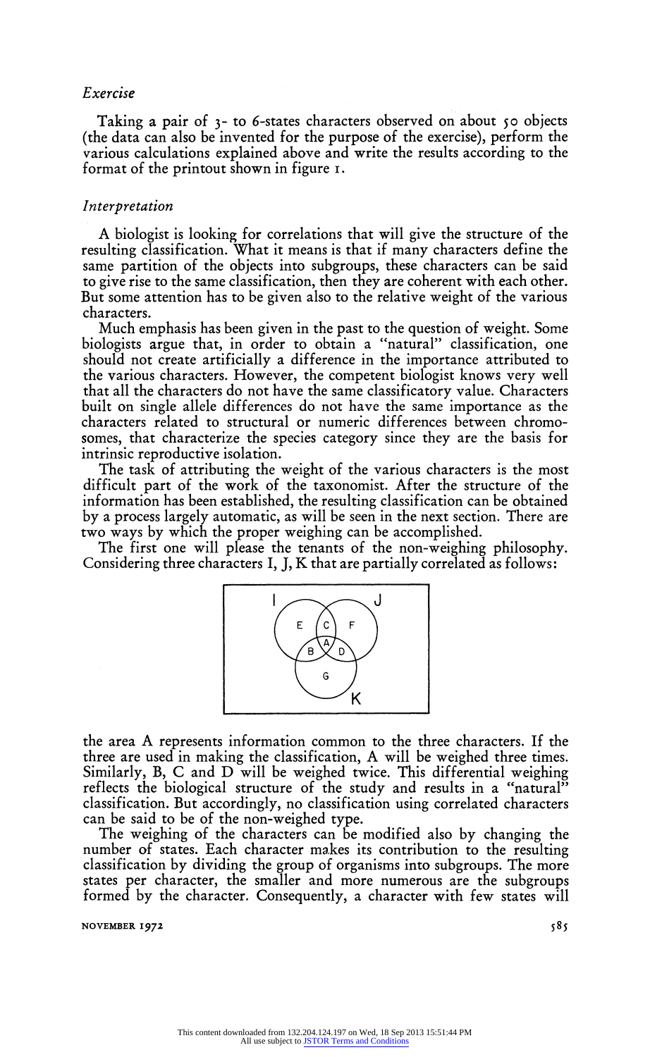*Exercise*

Taking a pair of 3- to 6-states characters observed on about 50 objects (the data can also be invented for the purpose of the exercise), perform the various calculations explained above and write the results according to the format of the printout shown in figure 1.

*Interpretation*

A biologist is looking for correlations that will give the structure of the resulting classification. What it means is that if many characters define the same partition of the objects into subgroups, these characters can be said to give rise to the same classification, then they are coherent with each other. But some attention has to be given also to the relative weight of the various characters.

Much emphasis has been given in the past to the question of weight. Some biologists argue that, in order to obtain a "natural" classification, one should not create artificially a difference in the importance attributed to the various characters. However, the competent biologist knows very well that all the characters do not have the same classificatory value. Characters built on single allele differences do not have the same importance as the characters related to structural or numeric differences between chromosomes, that characterize the species category since they are the basis for intrinsic reproductive isolation.

The task of attributing the weight of the various characters is the most difficult part of the work of the taxonomist. After the structure of the information has been established, the resulting classification can be obtained by a process largely automatic, as will be seen in the next section. There are two ways by which the proper weighing can be accomplished.

The first one will please the tenants of the non-weighing philosophy. Considering three characters I, J, K that are partially correlated as follows:

the area A represents information common to the three characters. If the three are used in making the classification, A will be weighed three times. Similarly, B, C and D will be weighed twice. This differential weighing reflects the biological structure of the study and results in a "natural" classification. But accordingly, no classification using correlated characters can be said to be of the non-weighed type.

The weighing of the characters can be modified also by changing the number of states. Each character makes its contribution to the resulting classification by dividing the group of organisms into subgroups. The more states per character, the smaller and more numerous are the subgroups formed by the character. Consequently, a character with few states will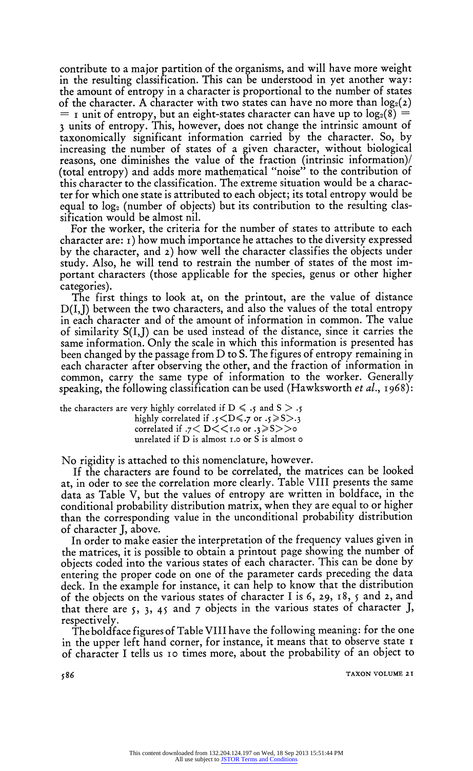contribute to a major partition of the organisms, and will have more weight in the resulting classification. This can be understood in yet another way: the amount of entropy in a character is proportional to the number of states of the character. A character with two states can have no more than $\log_2(2) = 1$ unit of entropy, but an eight-states character can have up to $\log_2(8) = 3$ units of entropy. This, however, does not change the intrinsic amount of taxonomically significant information carried by the character. So, by increasing the number of states of a given character, without biological reasons, one diminishes the value of the fraction (intrinsic information)/(total entropy) and adds more mathematical "noise" to the contribution of this character to the classification. The extreme situation would be a character for which one state is attributed to each object; its total entropy would be equal to $\log_2$ (number of objects) but its contribution to the resulting classification would be almost nil.

For the worker, the criteria for the number of states to attribute to each character are: 1) how much importance he attaches to the diversity expressed by the character, and 2) how well the character classifies the objects under study. Also, he will tend to restrain the number of states of the most important characters (those applicable for the species, genus or other higher categories).

The first things to look at, on the printout, are the value of distance D(I,J) between the two characters, and also the values of the total entropy in each character and of the amount of information in common. The value of similarity S(I,J) can be used instead of the distance, since it carries the same information. Only the scale in which this information is presented has been changed by the passage from D to S. The figures of entropy remaining in each character after observing the other, and the fraction of information in common, carry the same type of information to the worker. Generally speaking, the following classification can be used (Hawksworth *et al.*, 1968):

the characters are very highly correlated if $D \leqslant .5$ and $S > .5$
highly correlated if $.5 < D \leqslant .7$ or $.5 \geqslant S > .3$
correlated if $.7 < D << 1.0$ or $.3 \geqslant S >> 0$
unrelated if D is almost 1.0 or S is almost 0

No rigidity is attached to this nomenclature, however.

If the characters are found to be correlated, the matrices can be looked at, in oder to see the correlation more clearly. Table VIII presents the same data as Table V, but the values of entropy are written in boldface, in the conditional probability distribution matrix, when they are equal to or higher than the corresponding value in the unconditional probability distribution of character J, above.

In order to make easier the interpretation of the frequency values given in the matrices, it is possible to obtain a printout page showing the number of objects coded into the various states of each character. This can be done by entering the proper code on one of the parameter cards preceding the data deck. In the example for instance, it can help to know that the distribution of the objects on the various states of character I is 6, 29, 18, 5 and 2, and that there are 5, 3, 45 and 7 objects in the various states of character J, respectively.

The boldface figures of Table VIII have the following meaning: for the one in the upper left hand corner, for instance, it means that to observe state 1 of character I tells us 10 times more, about the probability of an object to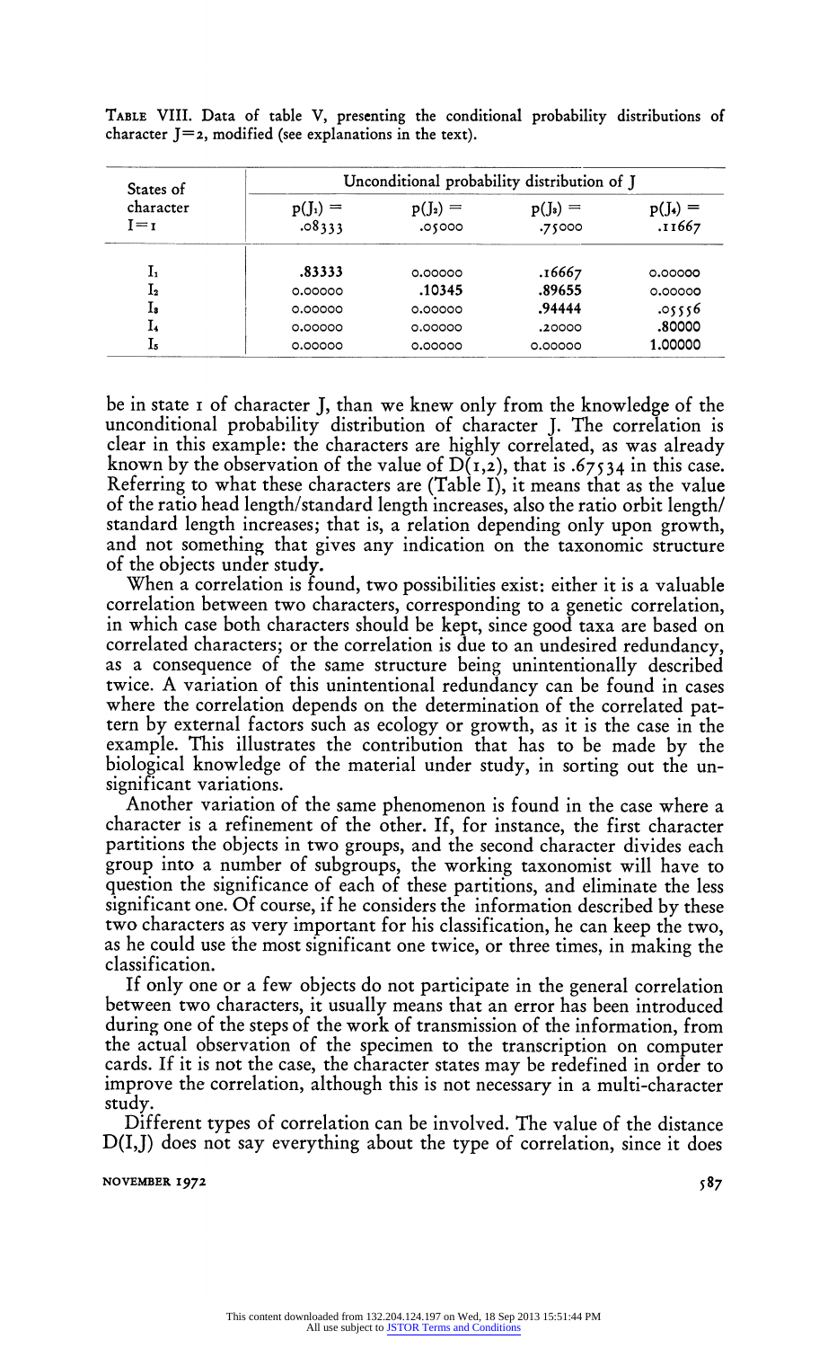TABLE VIII. Data of table V, presenting the conditional probability distributions of character J=2, modified (see explanations in the text).

| States of character I=1 | Unconditional probability distribution of J | | | |
|---|---|---|---|---|
| | $p(J_1) =$ .08333 | $p(J_2) =$ .05000 | $p(J_3) =$ .75000 | $p(J_4) =$ .11667 |
| $I_1$ | **.83333** | 0.00000 | .16667 | 0.00000 |
| $I_2$ | 0.00000 | **.10345** | **.89655** | 0.00000 |
| $I_3$ | 0.00000 | 0.00000 | **.94444** | .05556 |
| $I_4$ | 0.00000 | 0.00000 | .20000 | **.80000** |
| $I_5$ | 0.00000 | 0.00000 | 0.00000 | **1.00000** |

be in state 1 of character J, than we knew only from the knowledge of the unconditional probability distribution of character J. The correlation is clear in this example: the characters are highly correlated, as was already known by the observation of the value of D(1,2), that is .67534 in this case. Referring to what these characters are (Table I), it means that as the value of the ratio head length/standard length increases, also the ratio orbit length/standard length increases; that is, a relation depending only upon growth, and not something that gives any indication on the taxonomic structure of the objects under study.

When a correlation is found, two possibilities exist: either it is a valuable correlation between two characters, corresponding to a genetic correlation, in which case both characters should be kept, since good taxa are based on correlated characters; or the correlation is due to an undesired redundancy, as a consequence of the same structure being unintentionally described twice. A variation of this unintentional redundancy can be found in cases where the correlation depends on the determination of the correlated pattern by external factors such as ecology or growth, as it is the case in the example. This illustrates the contribution that has to be made by the biological knowledge of the material under study, in sorting out the unsignificant variations.

Another variation of the same phenomenon is found in the case where a character is a refinement of the other. If, for instance, the first character partitions the objects in two groups, and the second character divides each group into a number of subgroups, the working taxonomist will have to question the significance of each of these partitions, and eliminate the less significant one. Of course, if he considers the information described by these two characters as very important for his classification, he can keep the two, as he could use the most significant one twice, or three times, in making the classification.

If only one or a few objects do not participate in the general correlation between two characters, it usually means that an error has been introduced during one of the steps of the work of transmission of the information, from the actual observation of the specimen to the transcription on computer cards. If it is not the case, the character states may be redefined in order to improve the correlation, although this is not necessary in a multi-character study.

Different types of correlation can be involved. The value of the distance D(I,J) does not say everything about the type of correlation, since it does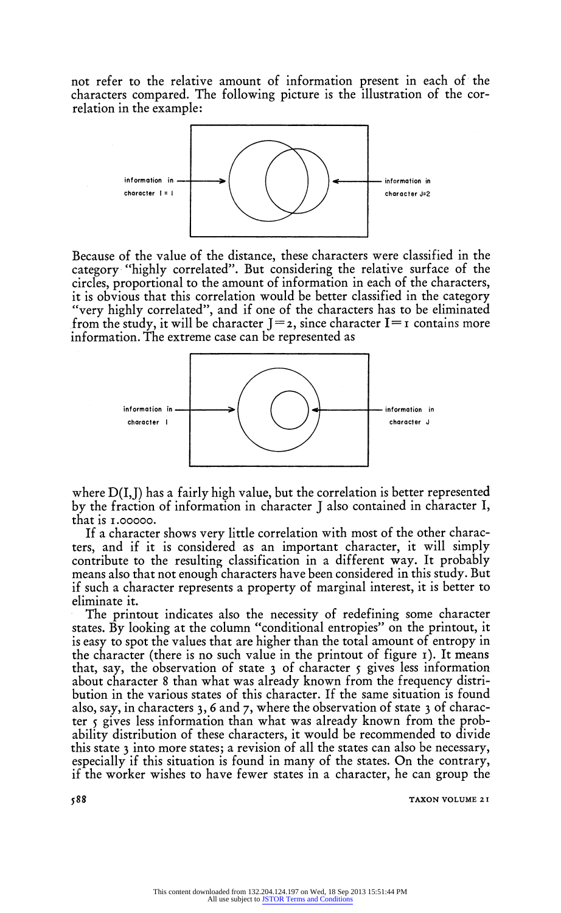not refer to the relative amount of information present in each of the characters compared. The following picture is the illustration of the correlation in the example:

information in character I = 1 | information in character J=2

Because of the value of the distance, these characters were classified in the category "highly correlated". But considering the relative surface of the circles, proportional to the amount of information in each of the characters, it is obvious that this correlation would be better classified in the category "very highly correlated", and if one of the characters has to be eliminated from the study, it will be character J = 2, since character I = 1 contains more information. The extreme case can be represented as

information in character I | information in character J

where D(I,J) has a fairly high value, but the correlation is better represented by the fraction of information in character J also contained in character I, that is 1.00000.

If a character shows very little correlation with most of the other characters, and if it is considered as an important character, it will simply contribute to the resulting classification in a different way. It probably means also that not enough characters have been considered in this study. But if such a character represents a property of marginal interest, it is better to eliminate it.

The printout indicates also the necessity of redefining some character states. By looking at the column "conditional entropies" on the printout, it is easy to spot the values that are higher than the total amount of entropy in the character (there is no such value in the printout of figure 1). It means that, say, the observation of state 3 of character 5 gives less information about character 8 than what was already known from the frequency distribution in the various states of this character. If the same situation is found also, say, in characters 3, 6 and 7, where the observation of state 3 of character 5 gives less information than what was already known from the probability distribution of these characters, it would be recommended to divide this state 3 into more states; a revision of all the states can also be necessary, especially if this situation is found in many of the states. On the contrary, if the worker wishes to have fewer states in a character, he can group the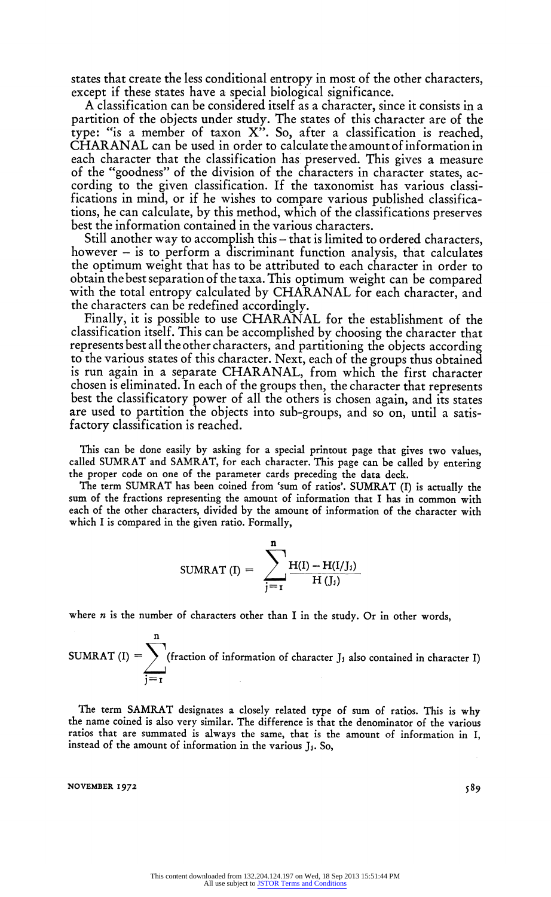states that create the less conditional entropy in most of the other characters, except if these states have a special biological significance.

A classification can be considered itself as a character, since it consists in a partition of the objects under study. The states of this character are of the type: "is a member of taxon X". So, after a classification is reached, CHARANAL can be used in order to calculate the amount of information in each character that the classification has preserved. This gives a measure of the "goodness" of the division of the characters in character states, according to the given classification. If the taxonomist has various classifications in mind, or if he wishes to compare various published classifications, he can calculate, by this method, which of the classifications preserves best the information contained in the various characters.

Still another way to accomplish this – that is limited to ordered characters, however – is to perform a discriminant function analysis, that calculates the optimum weight that has to be attributed to each character in order to obtain the best separation of the taxa. This optimum weight can be compared with the total entropy calculated by CHARANAL for each character, and the characters can be redefined accordingly.

Finally, it is possible to use CHARANAL for the establishment of the classification itself. This can be accomplished by choosing the character that represents best all the other characters, and partitioning the objects according to the various states of this character. Next, each of the groups thus obtained is run again in a separate CHARANAL, from which the first character chosen is eliminated. In each of the groups then, the character that represents best the classificatory power of all the others is chosen again, and its states are used to partition the objects into sub-groups, and so on, until a satisfactory classification is reached.

This can be done easily by asking for a special printout page that gives two values, called SUMRAT and SAMRAT, for each character. This page can be called by entering the proper code on one of the parameter cards preceding the data deck.

The term SUMRAT has been coined from 'sum of ratios'. SUMRAT (I) is actually the sum of the fractions representing the amount of information that I has in common with each of the other characters, divided by the amount of information of the character with which I is compared in the given ratio. Formally,

$$\text{SUMRAT (I)} = \sum_{j=1}^{n} \frac{H(I) - H(I/J_j)}{H(J_j)}$$

where $n$ is the number of characters other than I in the study. Or in other words,

$$\text{SUMRAT (I)} = \sum_{j=1}^{n} (\text{fraction of information of character } J_j \text{ also contained in character I})$$

The term SAMRAT designates a closely related type of sum of ratios. This is why the name coined is also very similar. The difference is that the denominator of the various ratios that are summated is always the same, that is the amount of information in I, instead of the amount of information in the various $J_j$. So,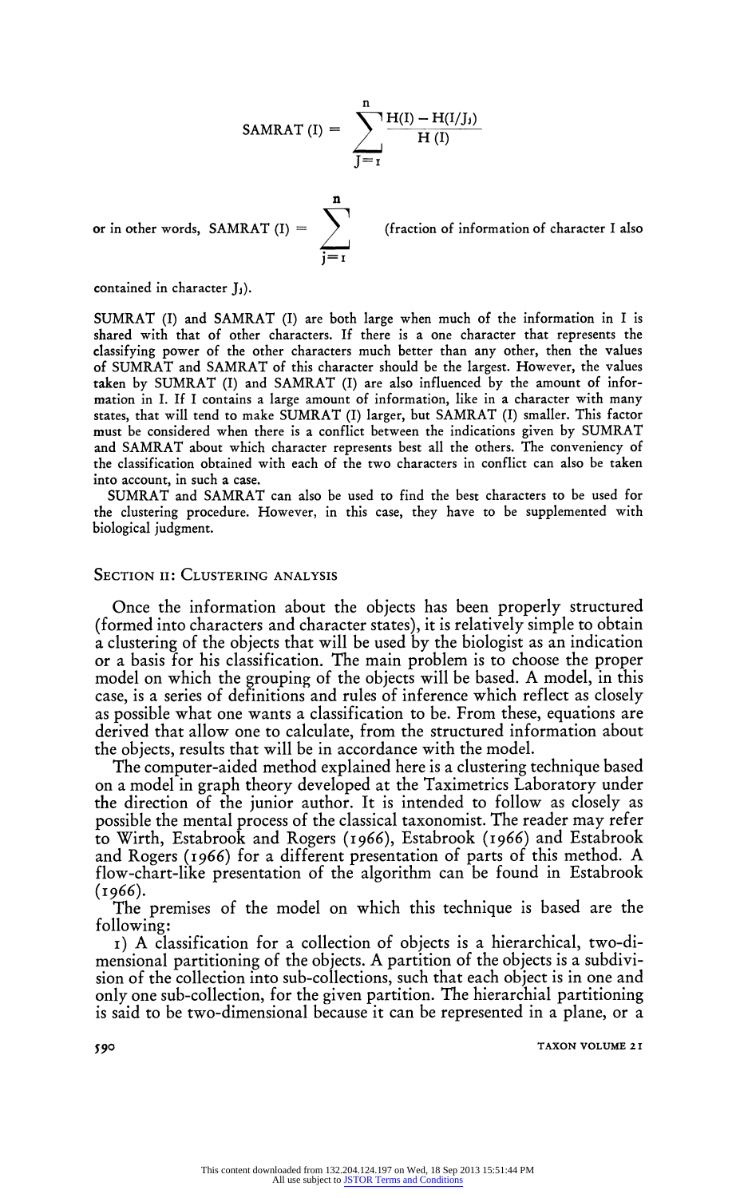$$\text{SAMRAT (I)} = \sum_{J=1}^{n} \frac{H(I) - H(I/J_j)}{H(I)}$$

or in other words, $\text{SAMRAT (I)} = \sum_{j=1}^{n}$ (fraction of information of character I also contained in character $J_j$).

SUMRAT (I) and SAMRAT (I) are both large when much of the information in I is shared with that of other characters. If there is a one character that represents the classifying power of the other characters much better than any other, then the values of SUMRAT and SAMRAT of this character should be the largest. However, the values taken by SUMRAT (I) and SAMRAT (I) are also influenced by the amount of information in I. If I contains a large amount of information, like in a character with many states, that will tend to make SUMRAT (I) larger, but SAMRAT (I) smaller. This factor must be considered when there is a conflict between the indications given by SUMRAT and SAMRAT about which character represents best all the others. The conveniency of the classification obtained with each of the two characters in conflict can also be taken into account, in such a case.

SUMRAT and SAMRAT can also be used to find the best characters to be used for the clustering procedure. However, in this case, they have to be supplemented with biological judgment.

## Section II: Clustering analysis

Once the information about the objects has been properly structured (formed into characters and character states), it is relatively simple to obtain a clustering of the objects that will be used by the biologist as an indication or a basis for his classification. The main problem is to choose the proper model on which the grouping of the objects will be based. A model, in this case, is a series of definitions and rules of inference which reflect as closely as possible what one wants a classification to be. From these, equations are derived that allow one to calculate, from the structured information about the objects, results that will be in accordance with the model.

The computer-aided method explained here is a clustering technique based on a model in graph theory developed at the Taximetrics Laboratory under the direction of the junior author. It is intended to follow as closely as possible the mental process of the classical taxonomist. The reader may refer to Wirth, Estabrook and Rogers (1966), Estabrook (1966) and Estabrook and Rogers (1966) for a different presentation of parts of this method. A flow-chart-like presentation of the algorithm can be found in Estabrook (1966).

The premises of the model on which this technique is based are the following:

1) A classification for a collection of objects is a hierarchical, two-dimensional partitioning of the objects. A partition of the objects is a subdivision of the collection into sub-collections, such that each object is in one and only one sub-collection, for the given partition. The hierarchial partitioning is said to be two-dimensional because it can be represented in a plane, or a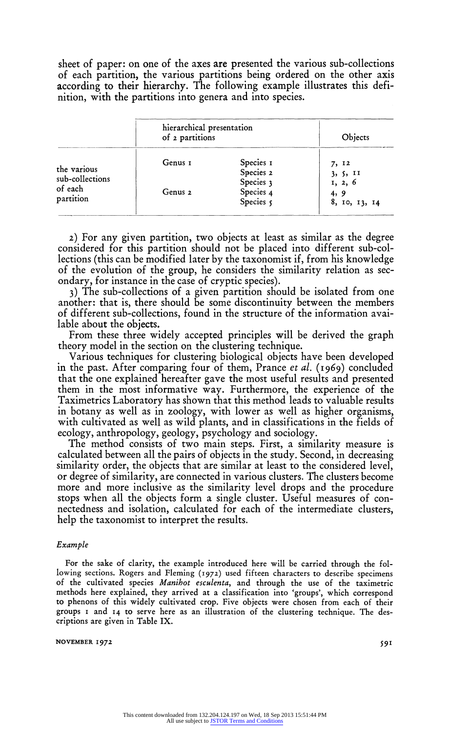sheet of paper: on one of the axes are presented the various sub-collections of each partition, the various partitions being ordered on the other axis according to their hierarchy. The following example illustrates this definition, with the partitions into genera and into species.

| | hierarchical presentation of 2 partitions | | Objects |
|---|---|---|---|
| the various sub-collections of each partition | Genus 1 | Species 1 | 7, 12 |
| | | Species 2 | 3, 5, 11 |
| | | Species 3 | 1, 2, 6 |
| | Genus 2 | Species 4 | 4, 9 |
| | | Species 5 | 8, 10, 13, 14 |

2) For any given partition, two objects at least as similar as the degree considered for this partition should not be placed into different sub-collections (this can be modified later by the taxonomist if, from his knowledge of the evolution of the group, he considers the similarity relation as secondary, for instance in the case of cryptic species).

3) The sub-collections of a given partition should be isolated from one another: that is, there should be some discontinuity between the members of different sub-collections, found in the structure of the information available about the objects.

From these three widely accepted principles will be derived the graph theory model in the section on the clustering technique.

Various techniques for clustering biological objects have been developed in the past. After comparing four of them, Prance *et al.* (1969) concluded that the one explained hereafter gave the most useful results and presented them in the most informative way. Furthermore, the experience of the Taximetrics Laboratory has shown that this method leads to valuable results in botany as well as in zoology, with lower as well as higher organisms, with cultivated as well as wild plants, and in classifications in the fields of ecology, anthropology, geology, psychology and sociology.

The method consists of two main steps. First, a similarity measure is calculated between all the pairs of objects in the study. Second, in decreasing similarity order, the objects that are similar at least to the considered level, or degree of similarity, are connected in various clusters. The clusters become more and more inclusive as the similarity level drops and the procedure stops when all the objects form a single cluster. Useful measures of connectedness and isolation, calculated for each of the intermediate clusters, help the taxonomist to interpret the results.

*Example*

For the sake of clarity, the example introduced here will be carried through the following sections. Rogers and Fleming (1972) used fifteen characters to describe specimens of the cultivated species *Manihot esculenta*, and through the use of the taximetric methods here explained, they arrived at a classification into 'groups', which correspond to phenons of this widely cultivated crop. Five objects were chosen from each of their groups 1 and 14 to serve here as an illustration of the clustering technique. The descriptions are given in Table IX.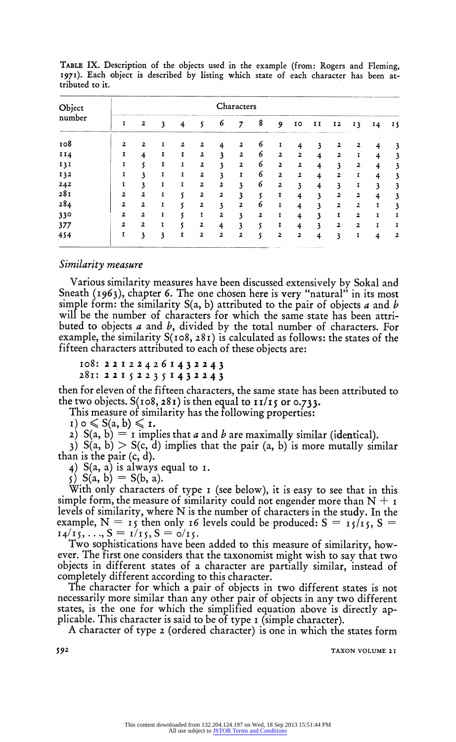TABLE IX. Description of the objects used in the example (from: Rogers and Fleming, 1971). Each object is described by listing which state of each character has been attributed to it.

| Object number | Characters | | | | | | | | | | | | | | |
|---|---|---|---|---|---|---|---|---|---|---|---|---|---|---|---|
| | 1 | 2 | 3 | 4 | 5 | 6 | 7 | 8 | 9 | 10 | 11 | 12 | 13 | 14 | 15 |
| 108 | 2 | 2 | 1 | 2 | 2 | 4 | 2 | 6 | 1 | 4 | 3 | 2 | 2 | 4 | 3 |
| 114 | 1 | 4 | 1 | 1 | 2 | 3 | 2 | 6 | 2 | 2 | 4 | 2 | 1 | 4 | 3 |
| 131 | 1 | 5 | 1 | 1 | 2 | 3 | 2 | 6 | 2 | 2 | 4 | 3 | 2 | 4 | 3 |
| 132 | 1 | 3 | 1 | 1 | 2 | 3 | 1 | 6 | 2 | 2 | 4 | 2 | 1 | 4 | 3 |
| 242 | 1 | 3 | 1 | 1 | 2 | 2 | 3 | 6 | 2 | 3 | 4 | 3 | 1 | 3 | 3 |
| 281 | 2 | 2 | 1 | 5 | 2 | 2 | 3 | 5 | 1 | 4 | 3 | 2 | 2 | 4 | 3 |
| 284 | 2 | 2 | 1 | 5 | 2 | 3 | 2 | 6 | 1 | 4 | 3 | 2 | 2 | 1 | 3 |
| 330 | 2 | 2 | 1 | 5 | 1 | 2 | 3 | 2 | 1 | 4 | 3 | 1 | 2 | 1 | 1 |
| 377 | 2 | 2 | 1 | 5 | 2 | 4 | 3 | 5 | 1 | 4 | 3 | 2 | 2 | 1 | 1 |
| 454 | 1 | 3 | 3 | 1 | 2 | 2 | 2 | 5 | 2 | 2 | 4 | 3 | 1 | 4 | 2 |

### *Similarity measure*

Various similarity measures have been discussed extensively by Sokal and Sneath (1963), chapter 6. The one chosen here is very "natural" in its most simple form: the similarity S(a, b) attributed to the pair of objects *a* and *b* will be the number of characters for which the same state has been attributed to objects *a* and *b*, divided by the total number of characters. For example, the similarity S(108, 281) is calculated as follows: the states of the fifteen characters attributed to each of these objects are:

108: **2 2 1 2 2 4 2 6 1 4 3 2 2 4 3**
281: **2 2 1 5 2 2 3 5 1 4 3 2 2 4 3**

then for eleven of the fifteen characters, the same state has been attributed to the two objects. S(108, 281) is then equal to 11/15 or 0.733.

This measure of similarity has the following properties:

1) $0 \leqslant S(a, b) \leqslant 1$.

2) $S(a, b) = 1$ implies that *a* and *b* are maximally similar (identical).

3) $S(a, b) > S(c, d)$ implies that the pair (a, b) is more mutally similar than is the pair (c, d).

4) S(a, a) is always equal to 1.

5) $S(a, b) = S(b, a)$.

With only characters of type 1 (see below), it is easy to see that in this simple form, the measure of similarity could not engender more than $N + 1$ levels of similarity, where N is the number of characters in the study. In the example, $N = 15$ then only 16 levels could be produced: $S = 15/15$, $S = 14/15, \ldots, S = 1/15, S = 0/15$.

Two sophistications have been added to this measure of similarity, however. The first one considers that the taxonomist might wish to say that two objects in different states of a character are partially similar, instead of completely different according to this character.

The character for which a pair of objects in two different states is not necessarily more similar than any other pair of objects in any two different states, is the one for which the simplified equation above is directly applicable. This character is said to be of type 1 (simple character).

A character of type 2 (ordered character) is one in which the states form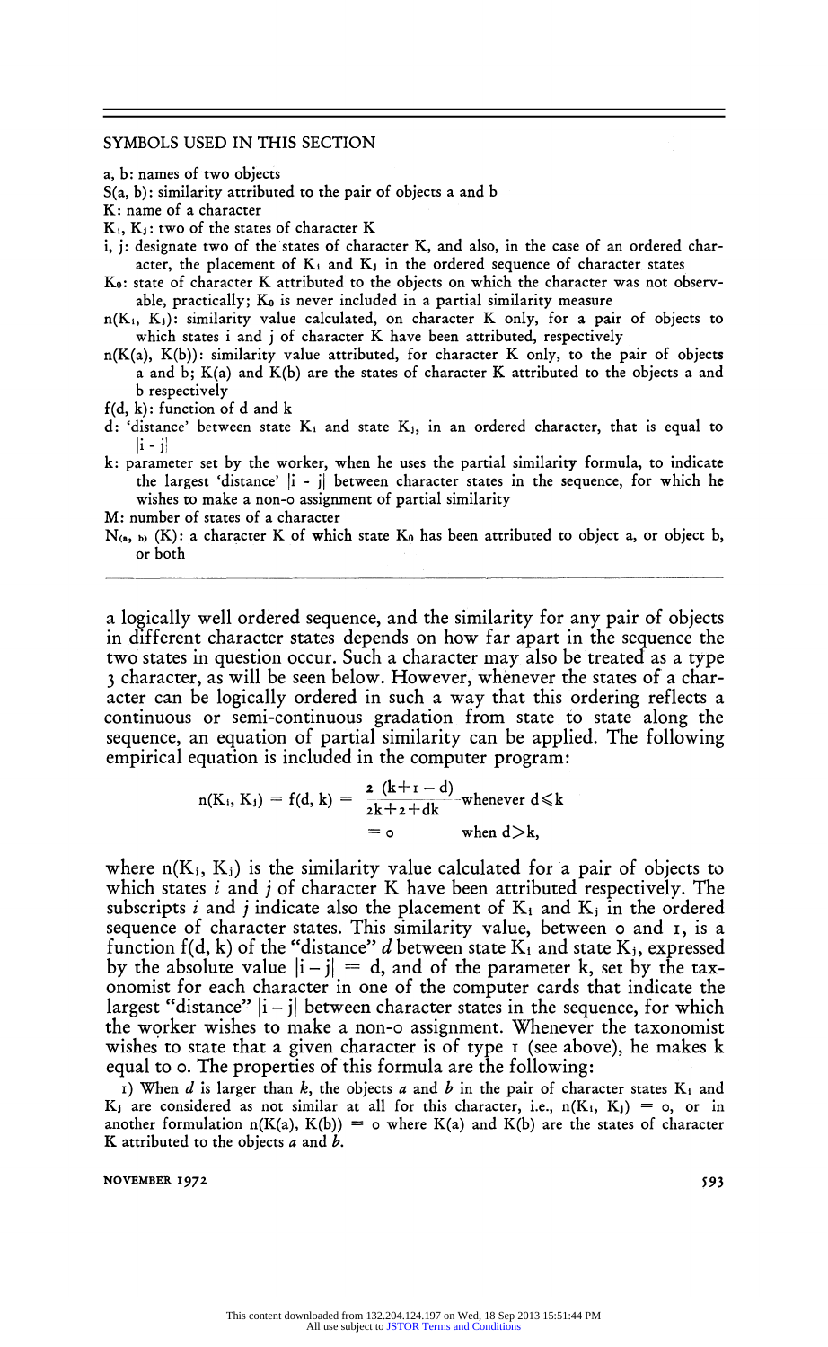SYMBOLS USED IN THIS SECTION

a, b: names of two objects

S(a, b): similarity attributed to the pair of objects a and b

K: name of a character

$K_i$, $K_j$: two of the states of character K

i, j: designate two of the states of character K, and also, in the case of an ordered character, the placement of $K_i$ and $K_j$ in the ordered sequence of character states

$K_0$: state of character K attributed to the objects on which the character was not observable, practically; $K_0$ is never included in a partial similarity measure

$n(K_i, K_j)$: similarity value calculated, on character K only, for a pair of objects to which states i and j of character K have been attributed, respectively

$n(K(a), K(b))$: similarity value attributed, for character K only, to the pair of objects a and b; K(a) and K(b) are the states of character K attributed to the objects a and b respectively

f(d, k): function of d and k

d: 'distance' between state $K_i$ and state $K_j$, in an ordered character, that is equal to $|i - j|$

k: parameter set by the worker, when he uses the partial similarity formula, to indicate the largest 'distance' $|i - j|$ between character states in the sequence, for which he wishes to make a non-o assignment of partial similarity

M: number of states of a character

$N_{(a, b)}(K)$: a character K of which state $K_0$ has been attributed to object a, or object b, or both

---

a logically well ordered sequence, and the similarity for any pair of objects in different character states depends on how far apart in the sequence the two states in question occur. Such a character may also be treated as a type 3 character, as will be seen below. However, whenever the states of a character can be logically ordered in such a way that this ordering reflects a continuous or semi-continuous gradation from state to state along the sequence, an equation of partial similarity can be applied. The following empirical equation is included in the computer program:

$$n(K_i, K_j) = f(d, k) = \frac{2\,(k+1-d)}{2k+2+dk} \quad \text{whenever } d \leqslant k$$

$$= 0 \qquad \text{when } d > k,$$

where $n(K_i, K_j)$ is the similarity value calculated for a pair of objects to which states *i* and *j* of character K have been attributed respectively. The subscripts *i* and *j* indicate also the placement of $K_i$ and $K_j$ in the ordered sequence of character states. This similarity value, between 0 and 1, is a function $f(d, k)$ of the "distance" *d* between state $K_i$ and state $K_j$, expressed by the absolute value $|i - j| = d$, and of the parameter k, set by the taxonomist for each character in one of the computer cards that indicate the largest "distance" $|i - j|$ between character states in the sequence, for which the worker wishes to make a non-0 assignment. Whenever the taxonomist wishes to state that a given character is of type 1 (see above), he makes k equal to 0. The properties of this formula are the following:

1) When *d* is larger than *k*, the objects *a* and *b* in the pair of character states $K_i$ and $K_j$ are considered as not similar at all for this character, i.e., $n(K_i, K_j) = 0$, or in another formulation $n(K(a), K(b)) = 0$ where K(a) and K(b) are the states of character K attributed to the objects *a* and *b*.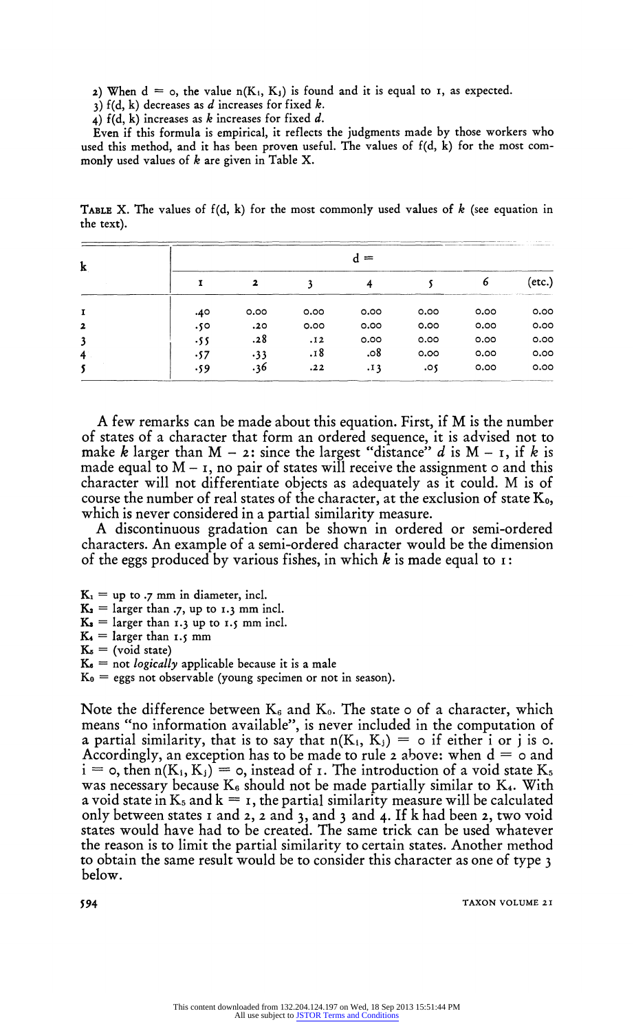2) When $d = 0$, the value $n(K_i, K_j)$ is found and it is equal to 1, as expected.

3) $f(d, k)$ decreases as $d$ increases for fixed $k$.

4) $f(d, k)$ increases as $k$ increases for fixed $d$.

Even if this formula is empirical, it reflects the judgments made by those workers who used this method, and it has been proven useful. The values of $f(d, k)$ for the most commonly used values of $k$ are given in Table X.

**Table X.** The values of $f(d, k)$ for the most commonly used values of $k$ (see equation in the text).

| k | d = | | | | | | |
|---|---|---|---|---|---|---|---|
| | 1 | 2 | 3 | 4 | 5 | 6 | (etc.) |
| 1 | .40 | 0.00 | 0.00 | 0.00 | 0.00 | 0.00 | 0.00 |
| 2 | .50 | .20 | 0.00 | 0.00 | 0.00 | 0.00 | 0.00 |
| 3 | .55 | .28 | .12 | 0.00 | 0.00 | 0.00 | 0.00 |
| 4 | .57 | .33 | .18 | .08 | 0.00 | 0.00 | 0.00 |
| 5 | .59 | .36 | .22 | .13 | .05 | 0.00 | 0.00 |

A few remarks can be made about this equation. First, if M is the number of states of a character that form an ordered sequence, it is advised not to make $k$ larger than $M - 2$: since the largest "distance" $d$ is $M - 1$, if $k$ is made equal to $M - 1$, no pair of states will receive the assignment 0 and this character will not differentiate objects as adequately as it could. M is of course the number of real states of the character, at the exclusion of state $K_0$, which is never considered in a partial similarity measure.

A discontinuous gradation can be shown in ordered or semi-ordered characters. An example of a semi-ordered character would be the dimension of the eggs produced by various fishes, in which $k$ is made equal to 1:

$K_1$ = up to .7 mm in diameter, incl.
$K_2$ = larger than .7, up to 1.3 mm incl.
$K_3$ = larger than 1.3 up to 1.5 mm incl.
$K_4$ = larger than 1.5 mm
$K_5$ = (void state)
$K_6$ = not *logically* applicable because it is a male
$K_0$ = eggs not observable (young specimen or not in season).

Note the difference between $K_6$ and $K_0$. The state 0 of a character, which means "no information available", is never included in the computation of a partial similarity, that is to say that $n(K_i, K_j) = 0$ if either i or j is 0. Accordingly, an exception has to be made to rule 2 above: when $d = 0$ and $i = 0$, then $n(K_i, K_j) = 0$, instead of 1. The introduction of a void state $K_5$ was necessary because $K_6$ should not be made partially similar to $K_4$. With a void state in $K_5$ and $k = 1$, the partial similarity measure will be calculated only between states 1 and 2, 2 and 3, and 3 and 4. If k had been 2, two void states would have had to be created. The same trick can be used whatever the reason is to limit the partial similarity to certain states. Another method to obtain the same result would be to consider this character as one of type 3 below.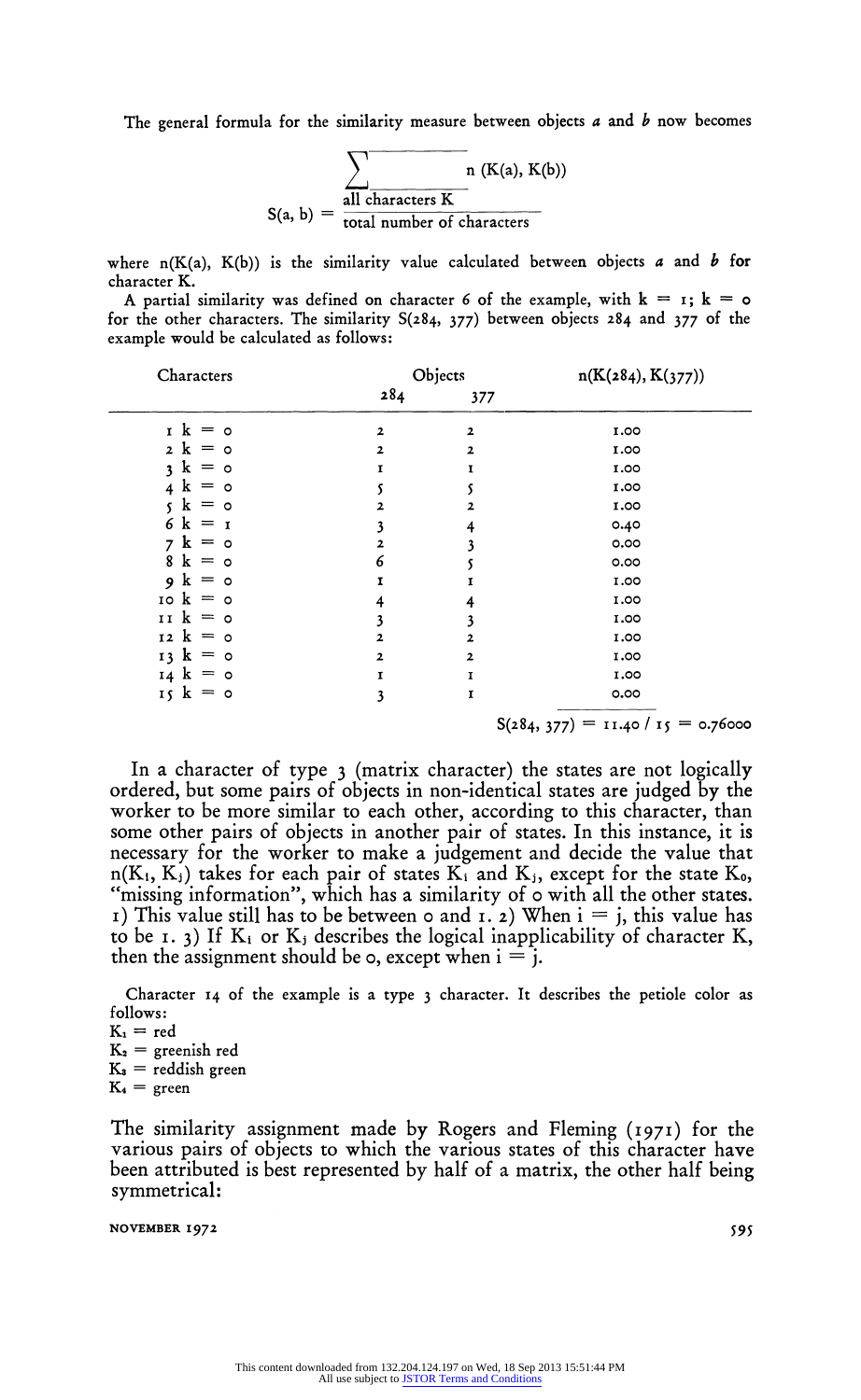The general formula for the similarity measure between objects *a* and *b* now becomes

$$S(a, b) = \frac{\sum_{\text{all characters K}} n(K(a), K(b))}{\text{total number of characters}}$$

where $n(K(a), K(b))$ is the similarity value calculated between objects *a* and *b* for character K.

A partial similarity was defined on character 6 of the example, with $k = 1$; $k = 0$ for the other characters. The similarity S(284, 377) between objects 284 and 377 of the example would be calculated as follows:

| Characters | Objects 284 | Objects 377 | n(K(284), K(377)) |
|---|---|---|---|
| 1 k = 0 | 2 | 2 | 1.00 |
| 2 k = 0 | 2 | 2 | 1.00 |
| 3 k = 0 | 1 | 1 | 1.00 |
| 4 k = 0 | 5 | 5 | 1.00 |
| 5 k = 0 | 2 | 2 | 1.00 |
| 6 k = 1 | 3 | 4 | 0.40 |
| 7 k = 0 | 2 | 3 | 0.00 |
| 8 k = 0 | 6 | 5 | 0.00 |
| 9 k = 0 | 1 | 1 | 1.00 |
| 10 k = 0 | 4 | 4 | 1.00 |
| 11 k = 0 | 3 | 3 | 1.00 |
| 12 k = 0 | 2 | 2 | 1.00 |
| 13 k = 0 | 2 | 2 | 1.00 |
| 14 k = 0 | 1 | 1 | 1.00 |
| 15 k = 0 | 3 | 1 | 0.00 |

S(284, 377) = 11.40 / 15 = 0.76000

In a character of type 3 (matrix character) the states are not logically ordered, but some pairs of objects in non-identical states are judged by the worker to be more similar to each other, according to this character, than some other pairs of objects in another pair of states. In this instance, it is necessary for the worker to make a judgement and decide the value that $n(K_i, K_j)$ takes for each pair of states $K_i$ and $K_j$, except for the state $K_0$, "missing information", which has a similarity of 0 with all the other states. 1) This value still has to be between 0 and 1. 2) When $i = j$, this value has to be 1. 3) If $K_i$ or $K_j$ describes the logical inapplicability of character K, then the assignment should be 0, except when $i = j$.

Character 14 of the example is a type 3 character. It describes the petiole color as follows:

$K_1$ = red
$K_2$ = greenish red
$K_3$ = reddish green
$K_4$ = green

The similarity assignment made by Rogers and Fleming (1971) for the various pairs of objects to which the various states of this character have been attributed is best represented by half of a matrix, the other half being symmetrical: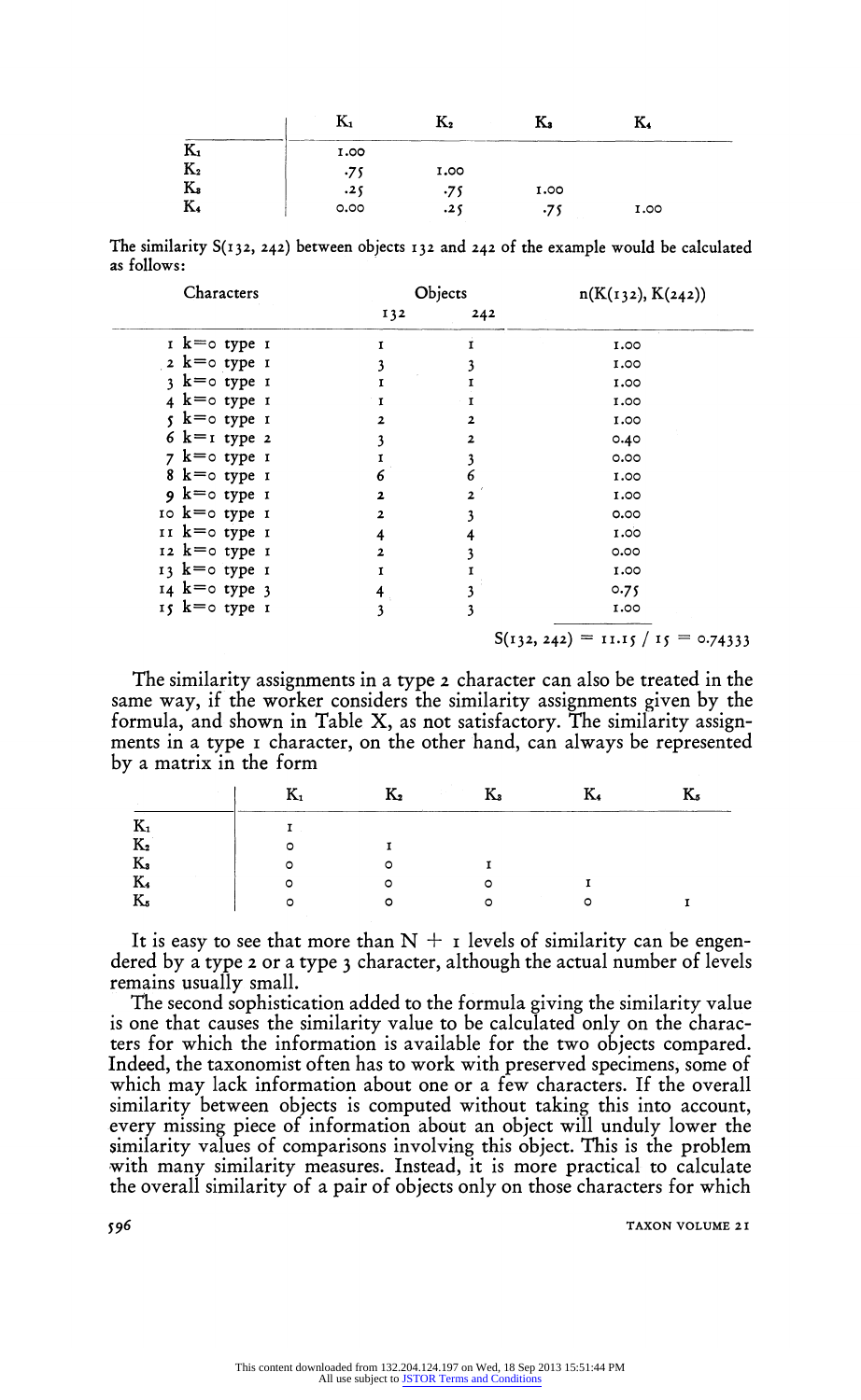| | $K_1$ | $K_2$ | $K_3$ | $K_4$ |
|---|---|---|---|---|
| $K_1$ | 1.00 | | | |
| $K_2$ | .75 | 1.00 | | |
| $K_3$ | .25 | .75 | 1.00 | |
| $K_4$ | 0.00 | .25 | .75 | 1.00 |

The similarity S(132, 242) between objects 132 and 242 of the example would be calculated as follows:

| Characters | Objects | | n(K(132), K(242)) |
|---|---|---|---|
| | 132 | 242 | |
| 1 k=0 type 1 | 1 | 1 | 1.00 |
| 2 k=0 type 1 | 3 | 3 | 1.00 |
| 3 k=0 type 1 | 1 | 1 | 1.00 |
| 4 k=0 type 1 | 1 | 1 | 1.00 |
| 5 k=0 type 1 | 2 | 2 | 1.00 |
| 6 k=1 type 2 | 3 | 2 | 0.40 |
| 7 k=0 type 1 | 1 | 3 | 0.00 |
| 8 k=0 type 1 | 6 | 6 | 1.00 |
| 9 k=0 type 1 | 2 | 2 | 1.00 |
| 10 k=0 type 1 | 2 | 3 | 0.00 |
| 11 k=0 type 1 | 4 | 4 | 1.00 |
| 12 k=0 type 1 | 2 | 3 | 0.00 |
| 13 k=0 type 1 | 1 | 1 | 1.00 |
| 14 k=0 type 3 | 4 | 3 | 0.75 |
| 15 k=0 type 1 | 3 | 3 | 1.00 |

S(132, 242) = 11.15 / 15 = 0.74333

The similarity assignments in a type 2 character can also be treated in the same way, if the worker considers the similarity assignments given by the formula, and shown in Table X, as not satisfactory. The similarity assignments in a type 1 character, on the other hand, can always be represented by a matrix in the form

| | $K_1$ | $K_2$ | $K_3$ | $K_4$ | $K_5$ |
|---|---|---|---|---|---|
| $K_1$ | 1 | | | | |
| $K_2$ | 0 | 1 | | | |
| $K_3$ | 0 | 0 | 1 | | |
| $K_4$ | 0 | 0 | 0 | 1 | |
| $K_5$ | 0 | 0 | 0 | 0 | 1 |

It is easy to see that more than $N + 1$ levels of similarity can be engendered by a type 2 or a type 3 character, although the actual number of levels remains usually small.

The second sophistication added to the formula giving the similarity value is one that causes the similarity value to be calculated only on the characters for which the information is available for the two objects compared. Indeed, the taxonomist often has to work with preserved specimens, some of which may lack information about one or a few characters. If the overall similarity between objects is computed without taking this into account, every missing piece of information about an object will unduly lower the similarity values of comparisons involving this object. This is the problem with many similarity measures. Instead, it is more practical to calculate the overall similarity of a pair of objects only on those characters for which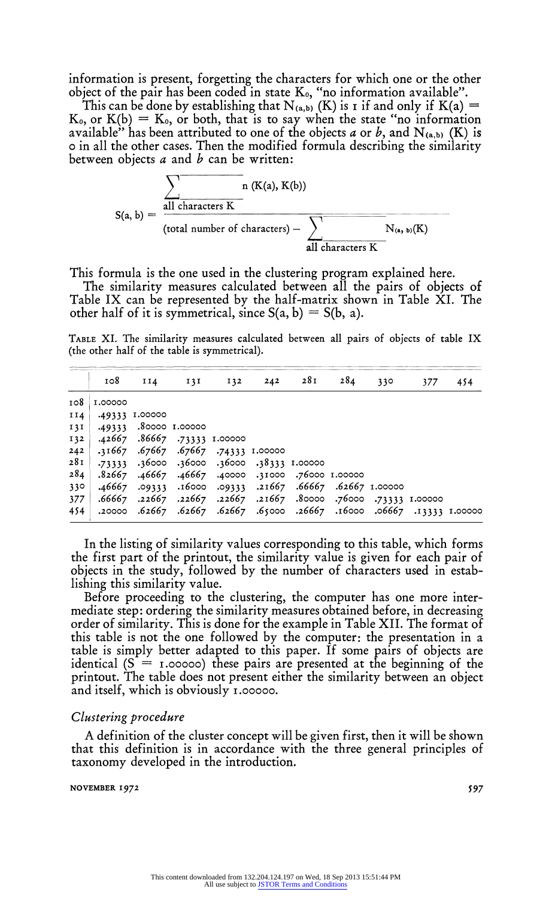information is present, forgetting the characters for which one or the other object of the pair has been coded in state $K_0$, "no information available".

This can be done by establishing that $N_{(a,b)}(K)$ is 1 if and only if $K(a) = K_0$, or $K(b) = K_0$, or both, that is to say when the state "no information available" has been attributed to one of the objects *a* or *b*, and $N_{(a,b)}(K)$ is 0 in all the other cases. Then the modified formula describing the similarity between objects *a* and *b* can be written:

$$S(a, b) = \frac{\displaystyle\sum_{\text{all characters K}} n\,(K(a), K(b))}{(\text{total number of characters}) - \displaystyle\sum_{\text{all characters K}} N_{(a,b)}(K)}$$

This formula is the one used in the clustering program explained here.

The similarity measures calculated between all the pairs of objects of Table IX can be represented by the half-matrix shown in Table XI. The other half of it is symmetrical, since $S(a, b) = S(b, a)$.

TABLE XI. The similarity measures calculated between all pairs of objects of table IX (the other half of the table is symmetrical).

| | 108 | 114 | 131 | 132 | 242 | 281 | 284 | 330 | 377 | 454 |
|---|---|---|---|---|---|---|---|---|---|---|
| 108 | 1.00000 | | | | | | | | | |
| 114 | .49333 | 1.00000 | | | | | | | | |
| 131 | .49333 | .80000 | 1.00000 | | | | | | | |
| 132 | .42667 | .86667 | .73333 | 1.00000 | | | | | | |
| 242 | .31667 | .67667 | .67667 | .74333 | 1.00000 | | | | | |
| 281 | .73333 | .36000 | .36000 | .36000 | .38333 | 1.00000 | | | | |
| 284 | .82667 | .46667 | .46667 | .40000 | .31000 | .76000 | 1.00000 | | | |
| 330 | .46667 | .09333 | .16000 | .09333 | .21667 | .66667 | .62667 | 1.00000 | | |
| 377 | .66667 | .22667 | .22667 | .22667 | .21667 | .80000 | .76000 | .73333 | 1.00000 | |
| 454 | .20000 | .62667 | .62667 | .62667 | .65000 | .26667 | .16000 | .06667 | .13333 | 1.00000 |

In the listing of similarity values corresponding to this table, which forms the first part of the printout, the similarity value is given for each pair of objects in the study, followed by the number of characters used in establishing this similarity value.

Before proceeding to the clustering, the computer has one more intermediate step: ordering the similarity measures obtained before, in decreasing order of similarity. This is done for the example in Table XII. The format of this table is not the one followed by the computer: the presentation in a table is simply better adapted to this paper. If some pairs of objects are identical ($S = 1.00000$) these pairs are presented at the beginning of the printout. The table does not present either the similarity between an object and itself, which is obviously 1.00000.

### *Clustering procedure*

A definition of the cluster concept will be given first, then it will be shown that this definition is in accordance with the three general principles of taxonomy developed in the introduction.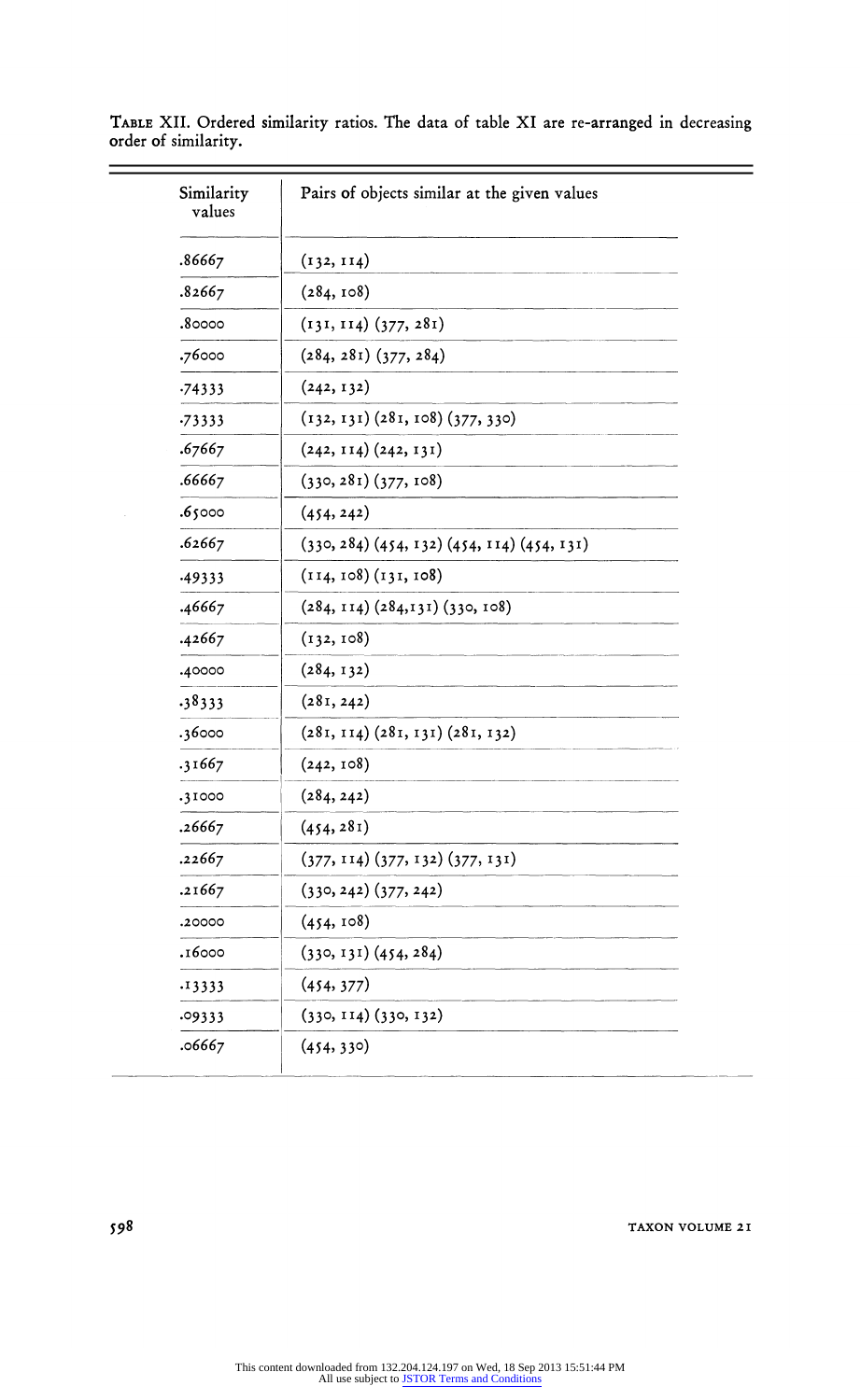TABLE XII. Ordered similarity ratios. The data of table XI are re-arranged in decreasing order of similarity.

| Similarity values | Pairs of objects similar at the given values |
|---|---|
| .86667 | (132, 114) |
| .82667 | (284, 108) |
| .80000 | (131, 114) (377, 281) |
| .76000 | (284, 281) (377, 284) |
| .74333 | (242, 132) |
| .73333 | (132, 131) (281, 108) (377, 330) |
| .67667 | (242, 114) (242, 131) |
| .66667 | (330, 281) (377, 108) |
| .65000 | (454, 242) |
| .62667 | (330, 284) (454, 132) (454, 114) (454, 131) |
| .49333 | (114, 108) (131, 108) |
| .46667 | (284, 114) (284,131) (330, 108) |
| .42667 | (132, 108) |
| .40000 | (284, 132) |
| .38333 | (281, 242) |
| .36000 | (281, 114) (281, 131) (281, 132) |
| .31667 | (242, 108) |
| .31000 | (284, 242) |
| .26667 | (454, 281) |
| .22667 | (377, 114) (377, 132) (377, 131) |
| .21667 | (330, 242) (377, 242) |
| .20000 | (454, 108) |
| .16000 | (330, 131) (454, 284) |
| .13333 | (454, 377) |
| .09333 | (330, 114) (330, 132) |
| .06667 | (454, 330) |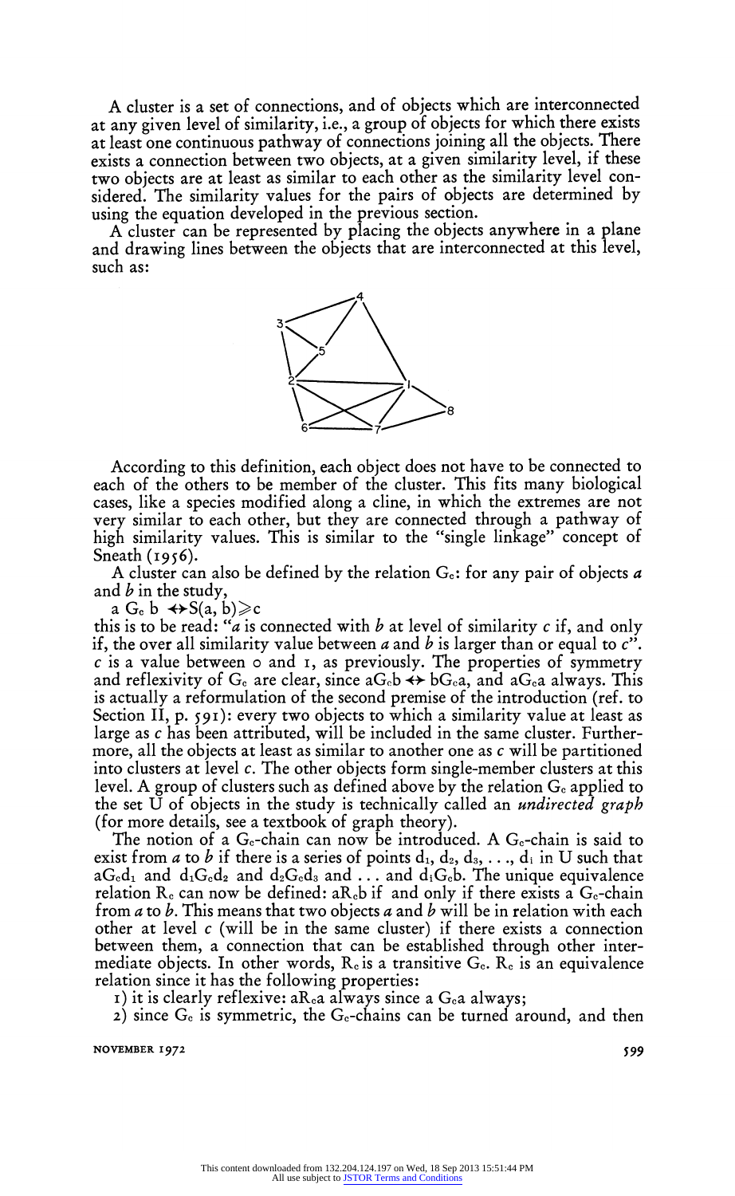A cluster is a set of connections, and of objects which are interconnected at any given level of similarity, i.e., a group of objects for which there exists at least one continuous pathway of connections joining all the objects. There exists a connection between two objects, at a given similarity level, if these two objects are at least as similar to each other as the similarity level considered. The similarity values for the pairs of objects are determined by using the equation developed in the previous section.

A cluster can be represented by placing the objects anywhere in a plane and drawing lines between the objects that are interconnected at this level, such as:

According to this definition, each object does not have to be connected to each of the others to be member of the cluster. This fits many biological cases, like a species modified along a cline, in which the extremes are not very similar to each other, but they are connected through a pathway of high similarity values. This is similar to the "single linkage" concept of Sneath (1956).

A cluster can also be defined by the relation $G_c$: for any pair of objects *a* and *b* in the study,

$a\, G_c\, b \leftrightarrow S(a, b) \geqslant c$

this is to be read: "*a* is connected with *b* at level of similarity *c* if, and only if, the over all similarity value between *a* and *b* is larger than or equal to *c*". *c* is a value between 0 and 1, as previously. The properties of symmetry and reflexivity of $G_c$ are clear, since $aG_cb \leftrightarrow bG_ca$, and $aG_ca$ always. This is actually a reformulation of the second premise of the introduction (ref. to Section II, p. 591): every two objects to which a similarity value at least as large as *c* has been attributed, will be included in the same cluster. Furthermore, all the objects at least as similar to another one as *c* will be partitioned into clusters at level *c*. The other objects form single-member clusters at this level. A group of clusters such as defined above by the relation $G_c$ applied to the set U of objects in the study is technically called an *undirected graph* (for more details, see a textbook of graph theory).

The notion of a $G_c$-chain can now be introduced. A $G_c$-chain is said to exist from *a* to *b* if there is a series of points $d_1, d_2, d_3, \ldots, d_i$ in U such that $aG_cd_1$ and $d_1G_cd_2$ and $d_2G_cd_3$ and ... and $d_iG_cb$. The unique equivalence relation $R_c$ can now be defined: $aR_cb$ if and only if there exists a $G_c$-chain from *a* to *b*. This means that two objects *a* and *b* will be in relation with each other at level *c* (will be in the same cluster) if there exists a connection between them, a connection that can be established through other intermediate objects. In other words, $R_c$ is a transitive $G_c$. $R_c$ is an equivalence relation since it has the following properties:

1) it is clearly reflexive: $aR_ca$ always since $a\,G_ca$ always;

2) since $G_c$ is symmetric, the $G_c$-chains can be turned around, and then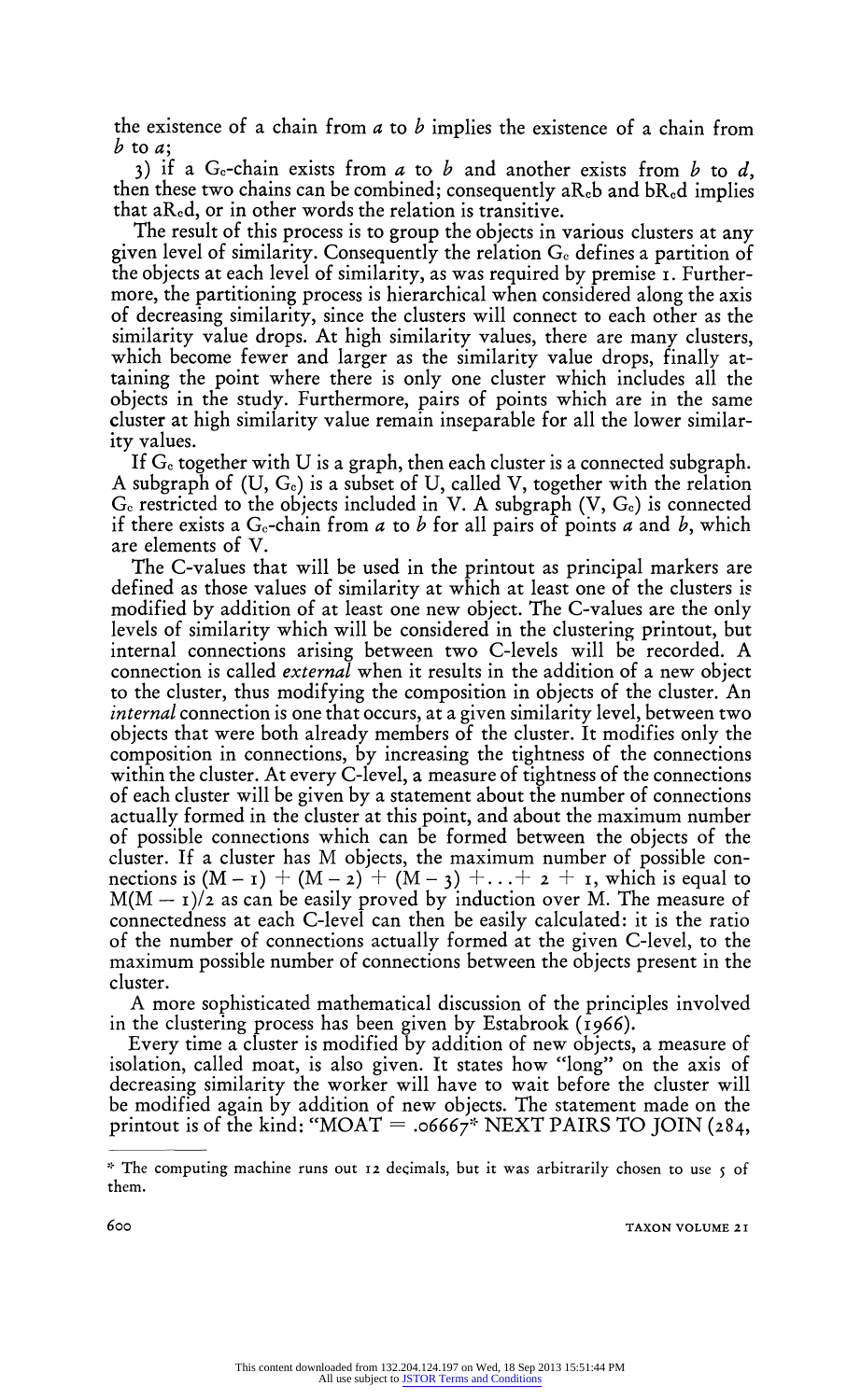the existence of a chain from $a$ to $b$ implies the existence of a chain from $b$ to $a$;

3) if a $G_c$-chain exists from $a$ to $b$ and another exists from $b$ to $d$, then these two chains can be combined; consequently $aR_cb$ and $bR_cd$ implies that $aR_cd$, or in other words the relation is transitive.

The result of this process is to group the objects in various clusters at any given level of similarity. Consequently the relation $G_c$ defines a partition of the objects at each level of similarity, as was required by premise 1. Furthermore, the partitioning process is hierarchical when considered along the axis of decreasing similarity, since the clusters will connect to each other as the similarity value drops. At high similarity values, there are many clusters, which become fewer and larger as the similarity value drops, finally attaining the point where there is only one cluster which includes all the objects in the study. Furthermore, pairs of points which are in the same cluster at high similarity value remain inseparable for all the lower similarity values.

If $G_c$ together with U is a graph, then each cluster is a connected subgraph. A subgraph of (U, $G_c$) is a subset of U, called V, together with the relation $G_c$ restricted to the objects included in V. A subgraph (V, $G_c$) is connected if there exists a $G_c$-chain from $a$ to $b$ for all pairs of points $a$ and $b$, which are elements of V.

The C-values that will be used in the printout as principal markers are defined as those values of similarity at which at least one of the clusters is modified by addition of at least one new object. The C-values are the only levels of similarity which will be considered in the clustering printout, but internal connections arising between two C-levels will be recorded. A connection is called *external* when it results in the addition of a new object to the cluster, thus modifying the composition in objects of the cluster. An *internal* connection is one that occurs, at a given similarity level, between two objects that were both already members of the cluster. It modifies only the composition in connections, by increasing the tightness of the connections within the cluster. At every C-level, a measure of tightness of the connections of each cluster will be given by a statement about the number of connections actually formed in the cluster at this point, and about the maximum number of possible connections which can be formed between the objects of the cluster. If a cluster has M objects, the maximum number of possible connections is $(M-1) + (M-2) + (M-3) + \ldots + 2 + 1$, which is equal to $M(M-1)/2$ as can be easily proved by induction over M. The measure of connectedness at each C-level can then be easily calculated: it is the ratio of the number of connections actually formed at the given C-level, to the maximum possible number of connections between the objects present in the cluster.

A more sophisticated mathematical discussion of the principles involved in the clustering process has been given by Estabrook (1966).

Every time a cluster is modified by addition of new objects, a measure of isolation, called moat, is also given. It states how "long" on the axis of decreasing similarity the worker will have to wait before the cluster will be modified again by addition of new objects. The statement made on the printout is of the kind: "MOAT = .06667* NEXT PAIRS TO JOIN (284,

* The computing machine runs out 12 decimals, but it was arbitrarily chosen to use 5 of them.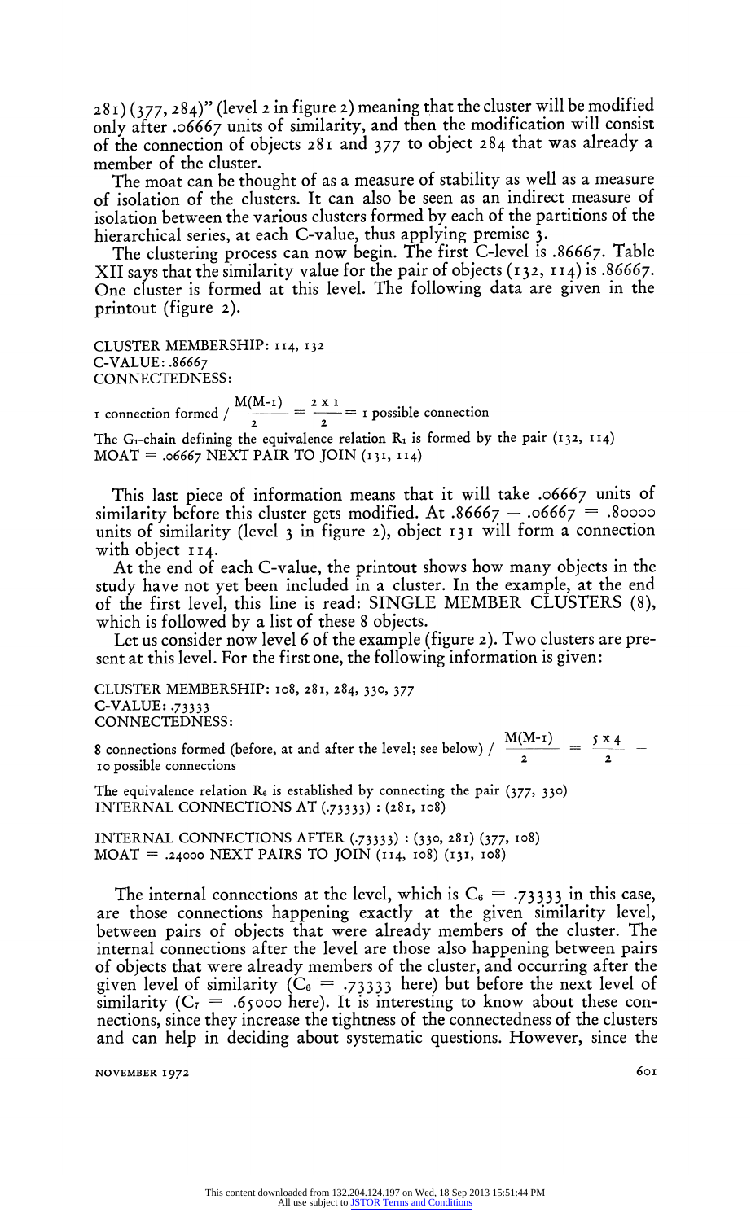281) (377, 284)" (level 2 in figure 2) meaning that the cluster will be modified only after .06667 units of similarity, and then the modification will consist of the connection of objects 281 and 377 to object 284 that was already a member of the cluster.

The moat can be thought of as a measure of stability as well as a measure of isolation of the clusters. It can also be seen as an indirect measure of isolation between the various clusters formed by each of the partitions of the hierarchical series, at each C-value, thus applying premise 3.

The clustering process can now begin. The first C-level is .86667. Table XII says that the similarity value for the pair of objects (132, 114) is .86667. One cluster is formed at this level. The following data are given in the printout (figure 2).

CLUSTER MEMBERSHIP: 114, 132
C-VALUE: .86667
CONNECTEDNESS:

1 connection formed / $\frac{M(M-1)}{2} = \frac{2 \times 1}{2} = 1$ possible connection

The $G_1$-chain defining the equivalence relation $R_1$ is formed by the pair (132, 114)
MOAT = .06667 NEXT PAIR TO JOIN (131, 114)

This last piece of information means that it will take .06667 units of similarity before this cluster gets modified. At .86667 − .06667 = .80000 units of similarity (level 3 in figure 2), object 131 will form a connection with object 114.

At the end of each C-value, the printout shows how many objects in the study have not yet been included in a cluster. In the example, at the end of the first level, this line is read: SINGLE MEMBER CLUSTERS (8), which is followed by a list of these 8 objects.

Let us consider now level 6 of the example (figure 2). Two clusters are present at this level. For the first one, the following information is given:

CLUSTER MEMBERSHIP: 108, 281, 284, 330, 377
C-VALUE: .73333
CONNECTEDNESS:

8 connections formed (before, at and after the level; see below) / $\frac{M(M-1)}{2} = \frac{5 \times 4}{2} =$ 10 possible connections

The equivalence relation $R_6$ is established by connecting the pair (377, 330)
INTERNAL CONNECTIONS AT (.73333) : (281, 108)

INTERNAL CONNECTIONS AFTER (.73333) : (330, 281) (377, 108)
MOAT = .24000 NEXT PAIRS TO JOIN (114, 108) (131, 108)

The internal connections at the level, which is $C_6 = .73333$ in this case, are those connections happening exactly at the given similarity level, between pairs of objects that were already members of the cluster. The internal connections after the level are those also happening between pairs of objects that were already members of the cluster, and occurring after the given level of similarity ($C_6 = .73333$ here) but before the next level of similarity ($C_7 = .65000$ here). It is interesting to know about these connections, since they increase the tightness of the connectedness of the clusters and can help in deciding about systematic questions. However, since the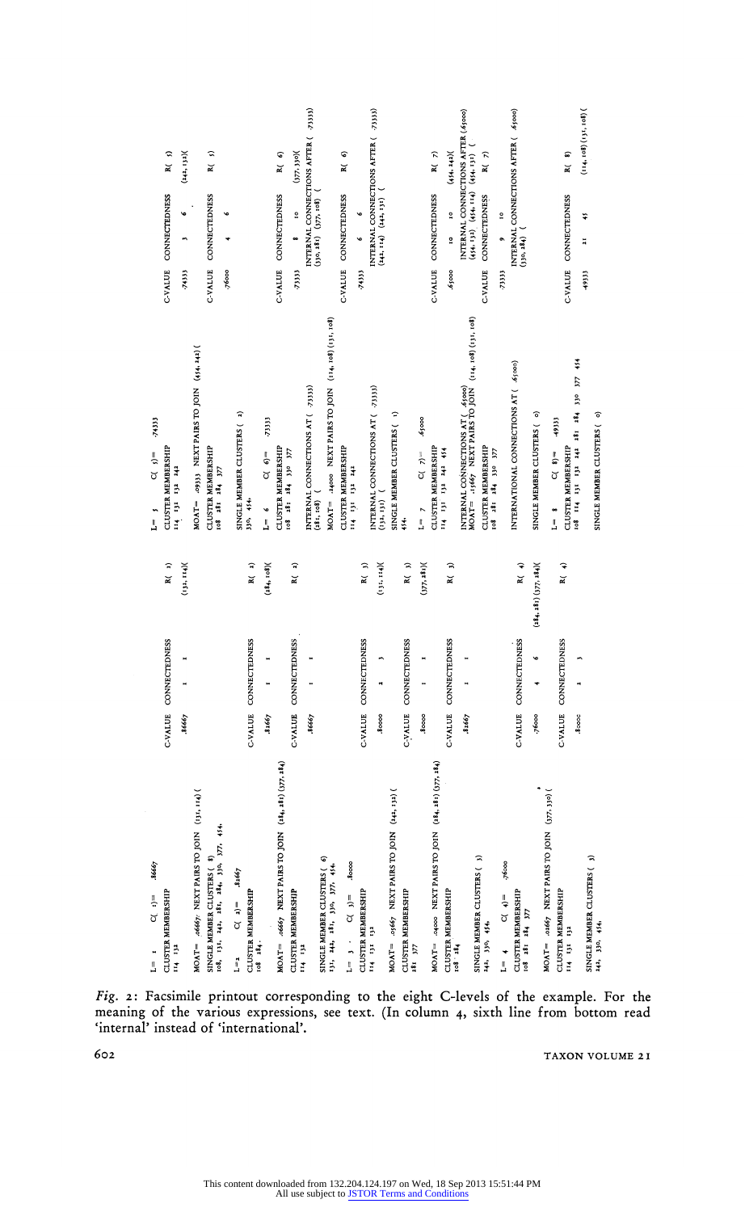```
L= 1    C( 1)=  .86667
CLUSTER MEMBERSHIP                          C-VALUE   CONNECTEDNESS   R( 1)
114  132                                    .86667    1    1          (132, 114)(

MOAT= .06667  NEXT PAIRS TO JOIN  (131, 114) (
SINGLE MEMBER CLUSTERS ( 8)
108, 131, 242, 281, 284, 330, 377, 454.

L=2    C( 2)=  .82667
CLUSTER MEMBERSHIP                          C-VALUE   CONNECTEDNESS   R( 2)
108  284.                                   .82667    1    1          (284, 108)(

MOAT= .06667  NEXT PAIRS TO JOIN  (284, 281) (377, 284)
CLUSTER MEMBERSHIP                          C-VALUE   CONNECTEDNESS   R( 2)
114  132                                    .86667    1    1

SINGLE MEMBER CLUSTERS ( 6)
131, 242, 281, 330, 377, 454.

L= 3    C( 3)=  .80000
CLUSTER MEMBERSHIP                          C-VALUE   CONNECTEDNESS   R( 3)
114  131  132                               .80000    2    3          (131, 114)(

MOAT= .05667  NEXT PAIRS TO JOIN  (242, 132) (
CLUSTER MEMBERSHIP                          C-VALUE   CONNECTEDNESS   R( 3)
281  377                                    .80000    1    1          (377, 281)(

MOAT= .04000  NEXT PAIRS TO JOIN  (284, 281) (377, 284)
CLUSTER MEMBERSHIP                          C-VALUE   CONNECTEDNESS   R( 3)
108  284                                    .82667    1    1

SINGLE MEMBER CLUSTERS ( 3)
242, 330, 454.

L= 4    C( 4)=  .76000
CLUSTER MEMBERSHIP                          C-VALUE   CONNECTEDNESS   R( 4)
108  281  284  377                          .76000    4    6          (284, 281) (377, 284)(

MOAT= .02667  NEXT PAIRS TO JOIN  (377, 330) (
CLUSTER MEMBERSHIP                          C-VALUE   CONNECTEDNESS   R( 4)
114  131  132                               .80000    2    3

SINGLE MEMBER CLUSTERS ( 3)
242, 330, 454.

L= 5    C( 5)=  .74333
CLUSTER MEMBERSHIP                          C-VALUE   CONNECTEDNESS   R( 5)
114  131  132  242                          .74333    3    6          (242, 132)(

MOAT= .09333  NEXT PAIRS TO JOIN  (454, 242) (
CLUSTER MEMBERSHIP                          C-VALUE   CONNECTEDNESS   R( 5)
108  281  284  377                          .76000    4    6

SINGLE MEMBER CLUSTERS ( 2)
330, 454.

L= 6    C( 6)=  .73333
CLUSTER MEMBERSHIP                          C-VALUE   CONNECTEDNESS   R( 6)
108  281  284  330  377                     .73333    8    10         (377, 330)(

INTERNAL CONNECTIONS AT ( .73333)           INTERNAL CONNECTIONS AFTER ( .73333)
(281, 108) (                                (330, 281) (377, 108) (

MOAT= .24000  NEXT PAIRS TO JOIN  (114, 108) (131, 108)
CLUSTER MEMBERSHIP                          C-VALUE   CONNECTEDNESS   R( 6)
114  131  132  242                          .74333    6    6

INTERNAL CONNECTIONS AT ( .73333)           INTERNAL CONNECTIONS AFTER ( .73333)
(131, 132) (                                (242, 114) (242, 131) (

SINGLE MEMBER CLUSTERS ( 1)
454.

L= 7    C( 7)=  .65000
CLUSTER MEMBERSHIP                          C-VALUE   CONNECTEDNESS   R( 7)
114  131  132  242  454                     .65000    10   10         (454, 242)(

INTERNAL CONNECTIONS AT ( .65000)           INTERNAL CONNECTIONS AFTER (.65000)
MOAT= .15667  NEXT PAIRS TO JOIN  (114, 108) (131, 108)
                                            (454, 132) (454, 114) (454, 131) (
CLUSTER MEMBERSHIP                          C-VALUE   CONNECTEDNESS   R( 7)
108  281  284  330  377                     .73333    9    10

INTERNATIONAL CONNECTIONS AT ( .65000)      INTERNAL CONNECTIONS AFTER ( .65000)
                                            (330, 284) (

SINGLE MEMBER CLUSTERS ( 0)

L= 8    C( 8)=  .49333
CLUSTER MEMBERSHIP                                    C-VALUE   CONNECTEDNESS   R( 8)
108  114  131  132  242  281  284  330  377  454      .49333    21   45         (114, 108) (131, 108) (

SINGLE MEMBER CLUSTERS ( 0)
```

*Fig. 2*: Facsimile printout corresponding to the eight C-levels of the example. For the meaning of the various expressions, see text. (In column 4, sixth line from bottom read 'internal' instead of 'international'.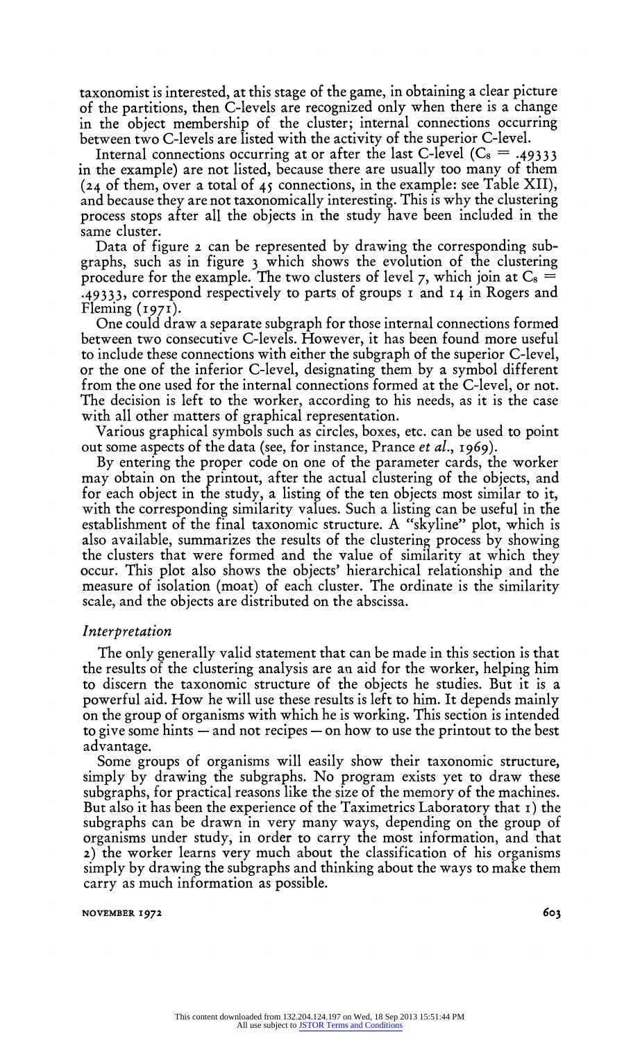taxonomist is interested, at this stage of the game, in obtaining a clear picture of the partitions, then C-levels are recognized only when there is a change in the object membership of the cluster; internal connections occurring between two C-levels are listed with the activity of the superior C-level.

Internal connections occurring at or after the last C-level ($C_8 = .49333$ in the example) are not listed, because there are usually too many of them (24 of them, over a total of 45 connections, in the example: see Table XII), and because they are not taxonomically interesting. This is why the clustering process stops after all the objects in the study have been included in the same cluster.

Data of figure 2 can be represented by drawing the corresponding subgraphs, such as in figure 3 which shows the evolution of the clustering procedure for the example. The two clusters of level 7, which join at $C_8 = .49333$, correspond respectively to parts of groups 1 and 14 in Rogers and Fleming (1971).

One could draw a separate subgraph for those internal connections formed between two consecutive C-levels. However, it has been found more useful to include these connections with either the subgraph of the superior C-level, or the one of the inferior C-level, designating them by a symbol different from the one used for the internal connections formed at the C-level, or not. The decision is left to the worker, according to his needs, as it is the case with all other matters of graphical representation.

Various graphical symbols such as circles, boxes, etc. can be used to point out some aspects of the data (see, for instance, Prance *et al.*, 1969).

By entering the proper code on one of the parameter cards, the worker may obtain on the printout, after the actual clustering of the objects, and for each object in the study, a listing of the ten objects most similar to it, with the corresponding similarity values. Such a listing can be useful in the establishment of the final taxonomic structure. A "skyline" plot, which is also available, summarizes the results of the clustering process by showing the clusters that were formed and the value of similarity at which they occur. This plot also shows the objects' hierarchical relationship and the measure of isolation (moat) of each cluster. The ordinate is the similarity scale, and the objects are distributed on the abscissa.

### *Interpretation*

The only generally valid statement that can be made in this section is that the results of the clustering analysis are an aid for the worker, helping him to discern the taxonomic structure of the objects he studies. But it is a powerful aid. How he will use these results is left to him. It depends mainly on the group of organisms with which he is working. This section is intended to give some hints — and not recipes — on how to use the printout to the best advantage.

Some groups of organisms will easily show their taxonomic structure, simply by drawing the subgraphs. No program exists yet to draw these subgraphs, for practical reasons like the size of the memory of the machines. But also it has been the experience of the Taximetrics Laboratory that 1) the subgraphs can be drawn in very many ways, depending on the group of organisms under study, in order to carry the most information, and that 2) the worker learns very much about the classification of his organisms simply by drawing the subgraphs and thinking about the ways to make them carry as much information as possible.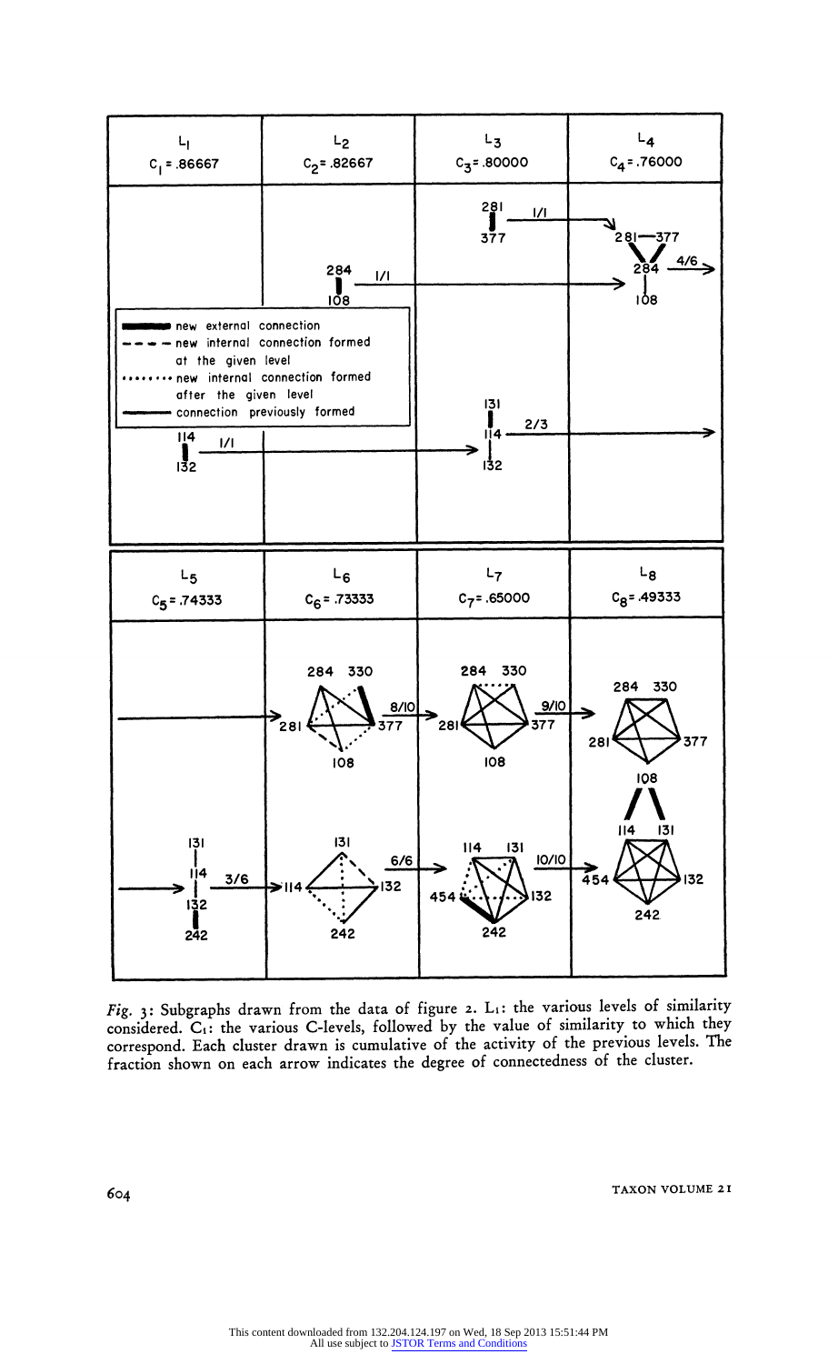*Fig.* 3: Subgraphs drawn from the data of figure 2. $L_i$: the various levels of similarity considered. $C_i$: the various C-levels, followed by the value of similarity to which they correspond. Each cluster drawn is cumulative of the activity of the previous levels. The fraction shown on each arrow indicates the degree of connectedness of the cluster.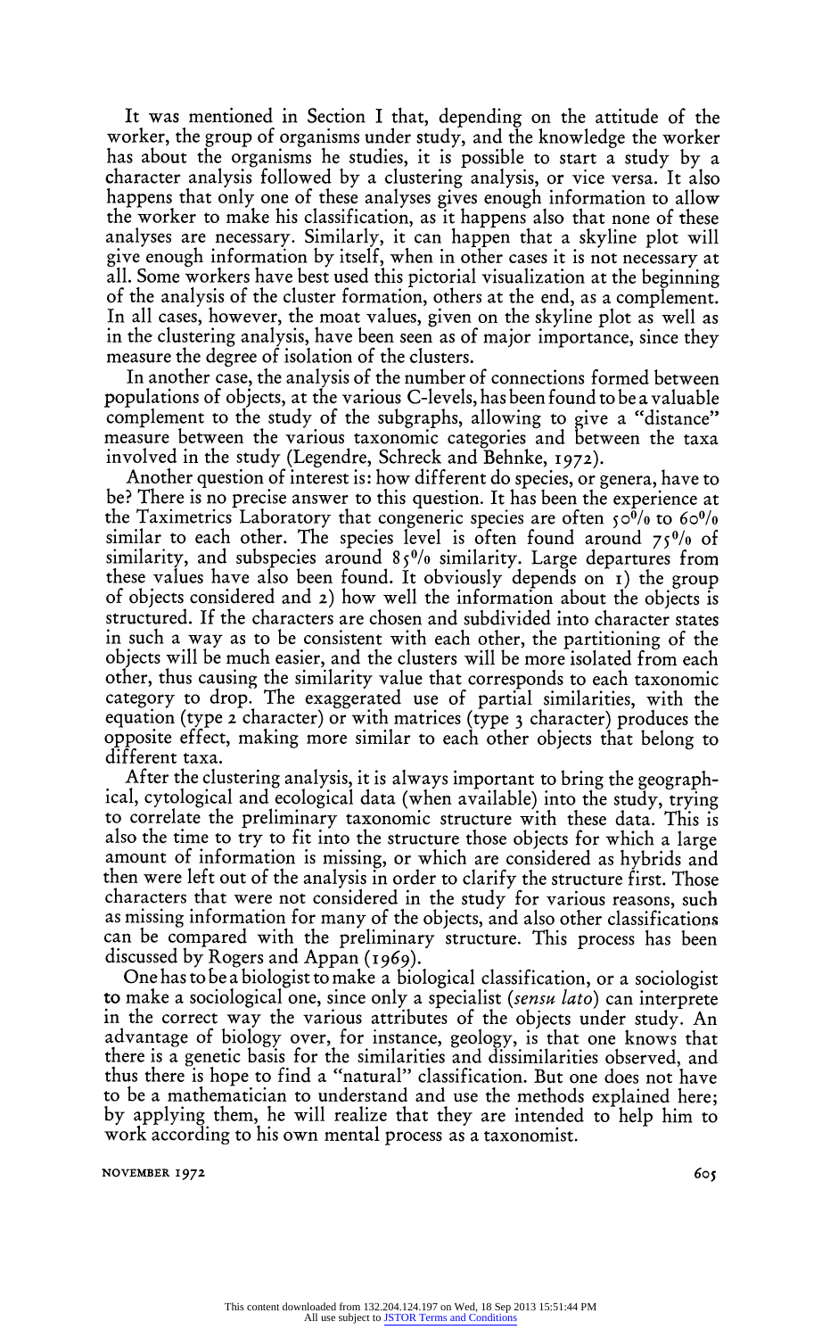It was mentioned in Section I that, depending on the attitude of the worker, the group of organisms under study, and the knowledge the worker has about the organisms he studies, it is possible to start a study by a character analysis followed by a clustering analysis, or vice versa. It also happens that only one of these analyses gives enough information to allow the worker to make his classification, as it happens also that none of these analyses are necessary. Similarly, it can happen that a skyline plot will give enough information by itself, when in other cases it is not necessary at all. Some workers have best used this pictorial visualization at the beginning of the analysis of the cluster formation, others at the end, as a complement. In all cases, however, the moat values, given on the skyline plot as well as in the clustering analysis, have been seen as of major importance, since they measure the degree of isolation of the clusters.

In another case, the analysis of the number of connections formed between populations of objects, at the various C-levels, has been found to be a valuable complement to the study of the subgraphs, allowing to give a "distance" measure between the various taxonomic categories and between the taxa involved in the study (Legendre, Schreck and Behnke, 1972).

Another question of interest is: how different do species, or genera, have to be? There is no precise answer to this question. It has been the experience at the Taximetrics Laboratory that congeneric species are often 50% to 60% similar to each other. The species level is often found around 75% of similarity, and subspecies around 85% similarity. Large departures from these values have also been found. It obviously depends on 1) the group of objects considered and 2) how well the information about the objects is structured. If the characters are chosen and subdivided into character states in such a way as to be consistent with each other, the partitioning of the objects will be much easier, and the clusters will be more isolated from each other, thus causing the similarity value that corresponds to each taxonomic category to drop. The exaggerated use of partial similarities, with the equation (type 2 character) or with matrices (type 3 character) produces the opposite effect, making more similar to each other objects that belong to different taxa.

After the clustering analysis, it is always important to bring the geographical, cytological and ecological data (when available) into the study, trying to correlate the preliminary taxonomic structure with these data. This is also the time to try to fit into the structure those objects for which a large amount of information is missing, or which are considered as hybrids and then were left out of the analysis in order to clarify the structure first. Those characters that were not considered in the study for various reasons, such as missing information for many of the objects, and also other classifications can be compared with the preliminary structure. This process has been discussed by Rogers and Appan (1969).

One has to be a biologist to make a biological classification, or a sociologist to make a sociological one, since only a specialist (*sensu lato*) can interprete in the correct way the various attributes of the objects under study. An advantage of biology over, for instance, geology, is that one knows that there is a genetic basis for the similarities and dissimilarities observed, and thus there is hope to find a "natural" classification. But one does not have to be a mathematician to understand and use the methods explained here; by applying them, he will realize that they are intended to help him to work according to his own mental process as a taxonomist.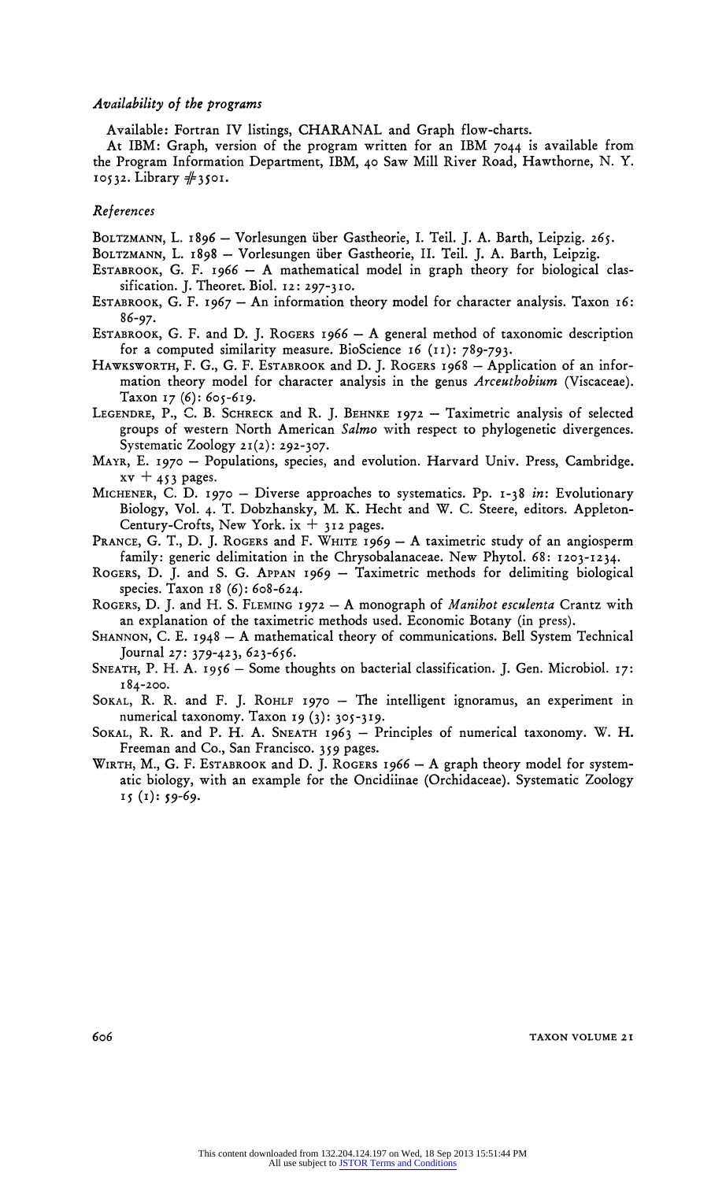### *Availability of the programs*

Available: Fortran IV listings, CHARANAL and Graph flow-charts.

At IBM: Graph, version of the program written for an IBM 7044 is available from the Program Information Department, IBM, 40 Saw Mill River Road, Hawthorne, N. Y. 10532. Library #3501.

### *References*

BOLTZMANN, L. 1896 – Vorlesungen über Gastheorie, I. Teil. J. A. Barth, Leipzig. 265.

BOLTZMANN, L. 1898 – Vorlesungen über Gastheorie, II. Teil. J. A. Barth, Leipzig.

ESTABROOK, G. F. 1966 – A mathematical model in graph theory for biological classification. J. Theoret. Biol. 12: 297-310.

ESTABROOK, G. F. 1967 – An information theory model for character analysis. Taxon 16: 86-97.

ESTABROOK, G. F. and D. J. ROGERS 1966 – A general method of taxonomic description for a computed similarity measure. BioScience 16 (11): 789-793.

HAWKSWORTH, F. G., G. F. ESTABROOK and D. J. ROGERS 1968 – Application of an information theory model for character analysis in the genus *Arceuthobium* (Viscaceae). Taxon 17 (6): 605-619.

LEGENDRE, P., C. B. SCHRECK and R. J. BEHNKE 1972 – Taximetric analysis of selected groups of western North American *Salmo* with respect to phylogenetic divergences. Systematic Zoology 21(2): 292-307.

MAYR, E. 1970 – Populations, species, and evolution. Harvard Univ. Press, Cambridge. xv + 453 pages.

MICHENER, C. D. 1970 – Diverse approaches to systematics. Pp. 1-38 *in*: Evolutionary Biology, Vol. 4. T. Dobzhansky, M. K. Hecht and W. C. Steere, editors. Appleton-Century-Crofts, New York. ix + 312 pages.

PRANCE, G. T., D. J. ROGERS and F. WHITE 1969 – A taximetric study of an angiosperm family: generic delimitation in the Chrysobalanaceae. New Phytol. 68: 1203-1234.

ROGERS, D. J. and S. G. APPAN 1969 – Taximetric methods for delimiting biological species. Taxon 18 (6): 608-624.

ROGERS, D. J. and H. S. FLEMING 1972 – A monograph of *Manihot esculenta* Crantz with an explanation of the taximetric methods used. Economic Botany (in press).

SHANNON, C. E. 1948 – A mathematical theory of communications. Bell System Technical Journal 27: 379-423, 623-656.

SNEATH, P. H. A. 1956 – Some thoughts on bacterial classification. J. Gen. Microbiol. 17: 184-200.

SOKAL, R. R. and F. J. ROHLF 1970 – The intelligent ignoramus, an experiment in numerical taxonomy. Taxon 19 (3): 305-319.

SOKAL, R. R. and P. H. A. SNEATH 1963 – Principles of numerical taxonomy. W. H. Freeman and Co., San Francisco. 359 pages.

WIRTH, M., G. F. ESTABROOK and D. J. ROGERS 1966 – A graph theory model for systematic biology, with an example for the Oncidiinae (Orchidaceae). Systematic Zoology 15 (1): 59-69.